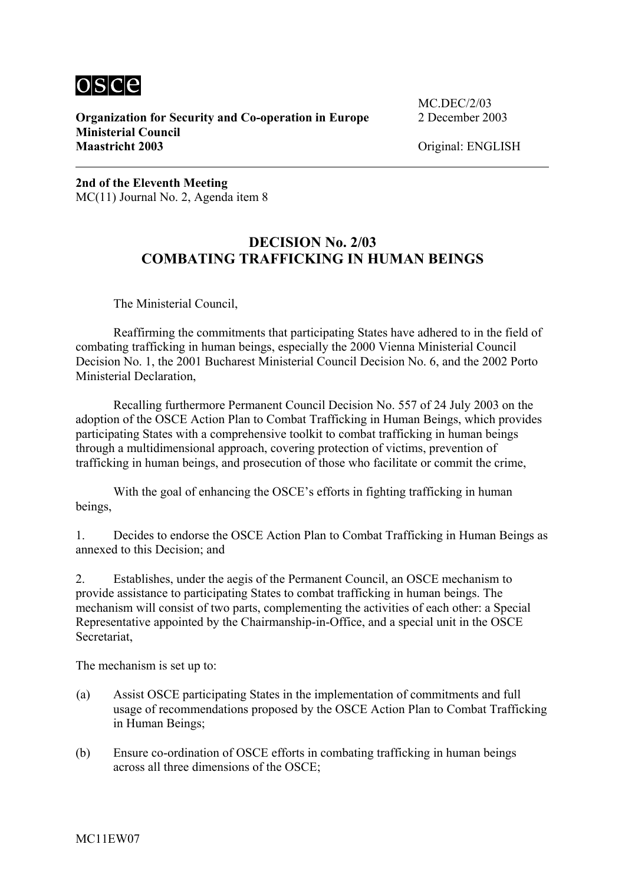**Organization for Security and Co-operation in Europe**
**Ministerial Council**
**Maastricht 2003**

MC.DEC/2/03
2 December 2003

Original: ENGLISH

**2nd of the Eleventh Meeting**
MC(11) Journal No. 2, Agenda item 8

# DECISION No. 2/03
# COMBATING TRAFFICKING IN HUMAN BEINGS

The Ministerial Council,

Reaffirming the commitments that participating States have adhered to in the field of combating trafficking in human beings, especially the 2000 Vienna Ministerial Council Decision No. 1, the 2001 Bucharest Ministerial Council Decision No. 6, and the 2002 Porto Ministerial Declaration,

Recalling furthermore Permanent Council Decision No. 557 of 24 July 2003 on the adoption of the OSCE Action Plan to Combat Trafficking in Human Beings, which provides participating States with a comprehensive toolkit to combat trafficking in human beings through a multidimensional approach, covering protection of victims, prevention of trafficking in human beings, and prosecution of those who facilitate or commit the crime,

With the goal of enhancing the OSCE's efforts in fighting trafficking in human beings,

1. Decides to endorse the OSCE Action Plan to Combat Trafficking in Human Beings as annexed to this Decision; and

2. Establishes, under the aegis of the Permanent Council, an OSCE mechanism to provide assistance to participating States to combat trafficking in human beings. The mechanism will consist of two parts, complementing the activities of each other: a Special Representative appointed by the Chairmanship-in-Office, and a special unit in the OSCE Secretariat,

The mechanism is set up to:

(a) Assist OSCE participating States in the implementation of commitments and full usage of recommendations proposed by the OSCE Action Plan to Combat Trafficking in Human Beings;

(b) Ensure co-ordination of OSCE efforts in combating trafficking in human beings across all three dimensions of the OSCE;

MC11EW07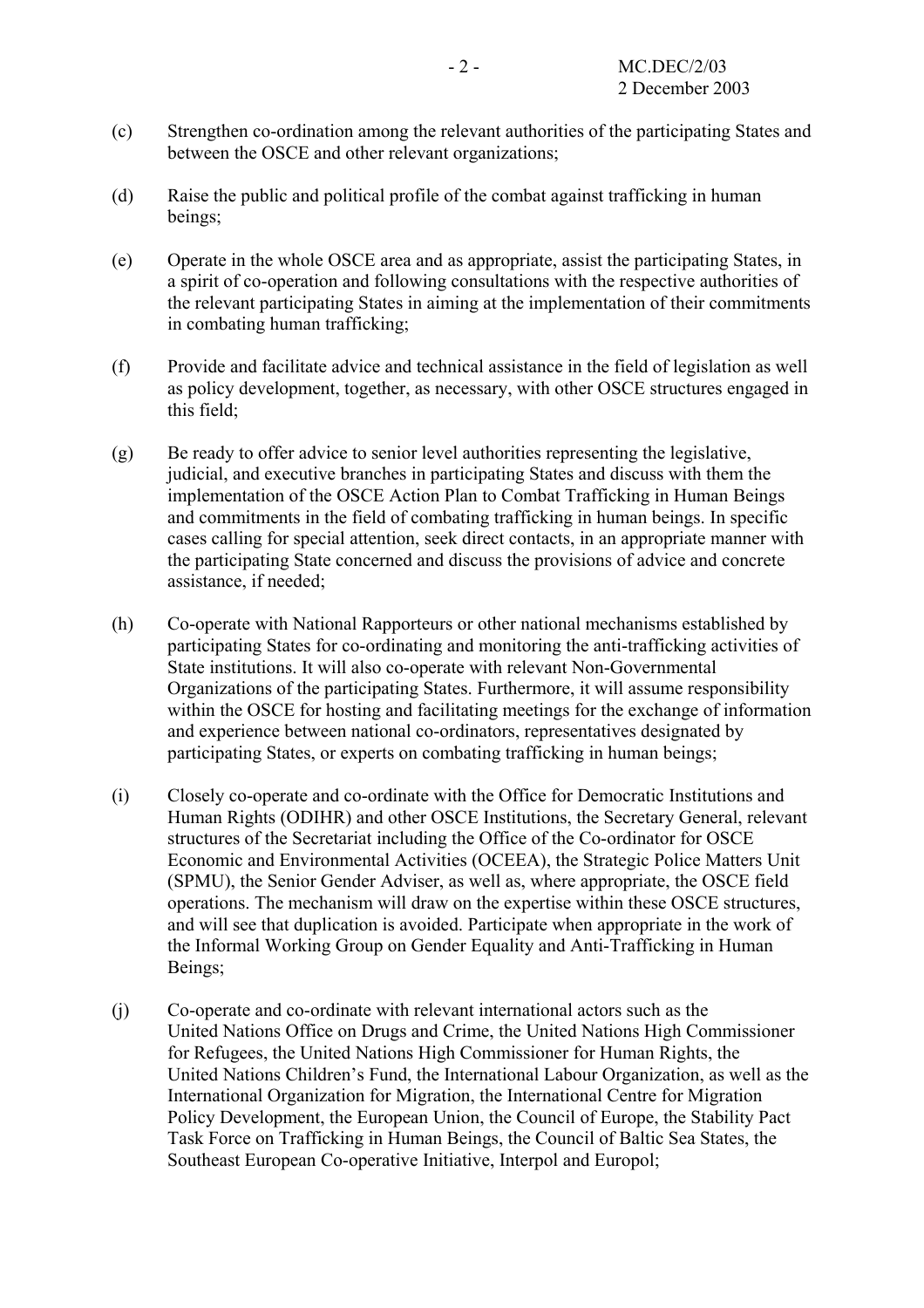(c) Strengthen co-ordination among the relevant authorities of the participating States and between the OSCE and other relevant organizations;

(d) Raise the public and political profile of the combat against trafficking in human beings;

(e) Operate in the whole OSCE area and as appropriate, assist the participating States, in a spirit of co-operation and following consultations with the respective authorities of the relevant participating States in aiming at the implementation of their commitments in combating human trafficking;

(f) Provide and facilitate advice and technical assistance in the field of legislation as well as policy development, together, as necessary, with other OSCE structures engaged in this field;

(g) Be ready to offer advice to senior level authorities representing the legislative, judicial, and executive branches in participating States and discuss with them the implementation of the OSCE Action Plan to Combat Trafficking in Human Beings and commitments in the field of combating trafficking in human beings. In specific cases calling for special attention, seek direct contacts, in an appropriate manner with the participating State concerned and discuss the provisions of advice and concrete assistance, if needed;

(h) Co-operate with National Rapporteurs or other national mechanisms established by participating States for co-ordinating and monitoring the anti-trafficking activities of State institutions. It will also co-operate with relevant Non-Governmental Organizations of the participating States. Furthermore, it will assume responsibility within the OSCE for hosting and facilitating meetings for the exchange of information and experience between national co-ordinators, representatives designated by participating States, or experts on combating trafficking in human beings;

(i) Closely co-operate and co-ordinate with the Office for Democratic Institutions and Human Rights (ODIHR) and other OSCE Institutions, the Secretary General, relevant structures of the Secretariat including the Office of the Co-ordinator for OSCE Economic and Environmental Activities (OCEEA), the Strategic Police Matters Unit (SPMU), the Senior Gender Adviser, as well as, where appropriate, the OSCE field operations. The mechanism will draw on the expertise within these OSCE structures, and will see that duplication is avoided. Participate when appropriate in the work of the Informal Working Group on Gender Equality and Anti-Trafficking in Human Beings;

(j) Co-operate and co-ordinate with relevant international actors such as the United Nations Office on Drugs and Crime, the United Nations High Commissioner for Refugees, the United Nations High Commissioner for Human Rights, the United Nations Children's Fund, the International Labour Organization, as well as the International Organization for Migration, the International Centre for Migration Policy Development, the European Union, the Council of Europe, the Stability Pact Task Force on Trafficking in Human Beings, the Council of Baltic Sea States, the Southeast European Co-operative Initiative, Interpol and Europol;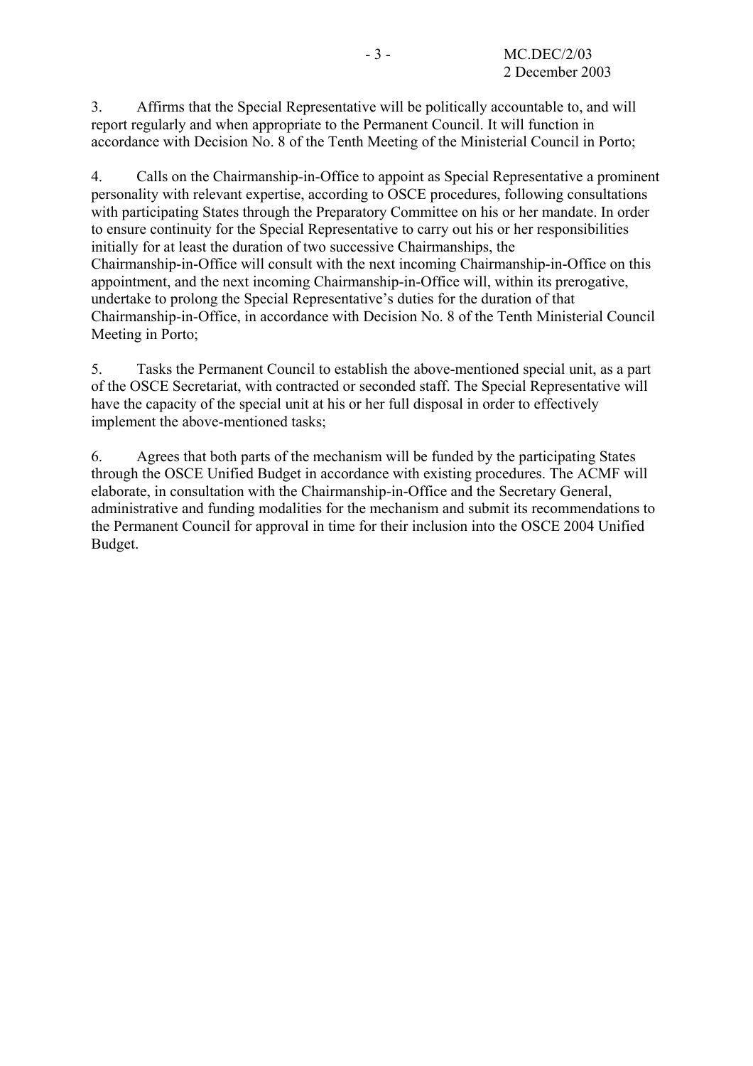3. Affirms that the Special Representative will be politically accountable to, and will report regularly and when appropriate to the Permanent Council. It will function in accordance with Decision No. 8 of the Tenth Meeting of the Ministerial Council in Porto;

4. Calls on the Chairmanship-in-Office to appoint as Special Representative a prominent personality with relevant expertise, according to OSCE procedures, following consultations with participating States through the Preparatory Committee on his or her mandate. In order to ensure continuity for the Special Representative to carry out his or her responsibilities initially for at least the duration of two successive Chairmanships, the Chairmanship-in-Office will consult with the next incoming Chairmanship-in-Office on this appointment, and the next incoming Chairmanship-in-Office will, within its prerogative, undertake to prolong the Special Representative's duties for the duration of that Chairmanship-in-Office, in accordance with Decision No. 8 of the Tenth Ministerial Council Meeting in Porto;

5. Tasks the Permanent Council to establish the above-mentioned special unit, as a part of the OSCE Secretariat, with contracted or seconded staff. The Special Representative will have the capacity of the special unit at his or her full disposal in order to effectively implement the above-mentioned tasks;

6. Agrees that both parts of the mechanism will be funded by the participating States through the OSCE Unified Budget in accordance with existing procedures. The ACMF will elaborate, in consultation with the Chairmanship-in-Office and the Secretary General, administrative and funding modalities for the mechanism and submit its recommendations to the Permanent Council for approval in time for their inclusion into the OSCE 2004 Unified Budget.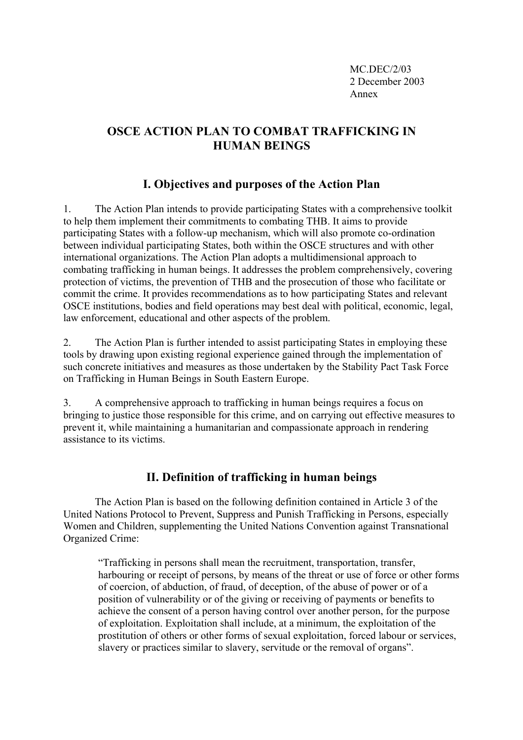MC.DEC/2/03
2 December 2003
Annex

# OSCE ACTION PLAN TO COMBAT TRAFFICKING IN HUMAN BEINGS

## I. Objectives and purposes of the Action Plan

1. The Action Plan intends to provide participating States with a comprehensive toolkit to help them implement their commitments to combating THB. It aims to provide participating States with a follow-up mechanism, which will also promote co-ordination between individual participating States, both within the OSCE structures and with other international organizations. The Action Plan adopts a multidimensional approach to combating trafficking in human beings. It addresses the problem comprehensively, covering protection of victims, the prevention of THB and the prosecution of those who facilitate or commit the crime. It provides recommendations as to how participating States and relevant OSCE institutions, bodies and field operations may best deal with political, economic, legal, law enforcement, educational and other aspects of the problem.

2. The Action Plan is further intended to assist participating States in employing these tools by drawing upon existing regional experience gained through the implementation of such concrete initiatives and measures as those undertaken by the Stability Pact Task Force on Trafficking in Human Beings in South Eastern Europe.

3. A comprehensive approach to trafficking in human beings requires a focus on bringing to justice those responsible for this crime, and on carrying out effective measures to prevent it, while maintaining a humanitarian and compassionate approach in rendering assistance to its victims.

## II. Definition of trafficking in human beings

The Action Plan is based on the following definition contained in Article 3 of the United Nations Protocol to Prevent, Suppress and Punish Trafficking in Persons, especially Women and Children, supplementing the United Nations Convention against Transnational Organized Crime:

> "Trafficking in persons shall mean the recruitment, transportation, transfer, harbouring or receipt of persons, by means of the threat or use of force or other forms of coercion, of abduction, of fraud, of deception, of the abuse of power or of a position of vulnerability or of the giving or receiving of payments or benefits to achieve the consent of a person having control over another person, for the purpose of exploitation. Exploitation shall include, at a minimum, the exploitation of the prostitution of others or other forms of sexual exploitation, forced labour or services, slavery or practices similar to slavery, servitude or the removal of organs".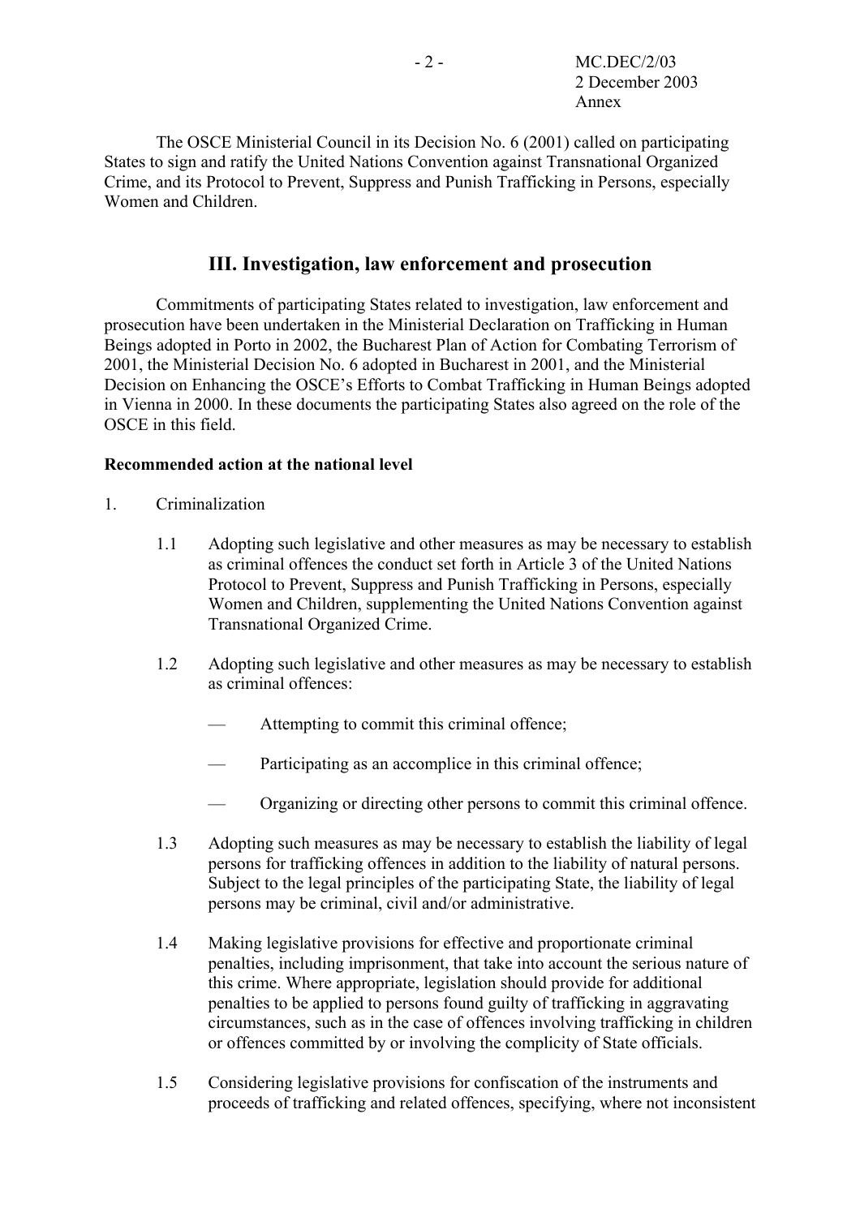The OSCE Ministerial Council in its Decision No. 6 (2001) called on participating States to sign and ratify the United Nations Convention against Transnational Organized Crime, and its Protocol to Prevent, Suppress and Punish Trafficking in Persons, especially Women and Children.

## III. Investigation, law enforcement and prosecution

Commitments of participating States related to investigation, law enforcement and prosecution have been undertaken in the Ministerial Declaration on Trafficking in Human Beings adopted in Porto in 2002, the Bucharest Plan of Action for Combating Terrorism of 2001, the Ministerial Decision No. 6 adopted in Bucharest in 2001, and the Ministerial Decision on Enhancing the OSCE's Efforts to Combat Trafficking in Human Beings adopted in Vienna in 2000. In these documents the participating States also agreed on the role of the OSCE in this field.

**Recommended action at the national level**

1. Criminalization

   1.1 Adopting such legislative and other measures as may be necessary to establish as criminal offences the conduct set forth in Article 3 of the United Nations Protocol to Prevent, Suppress and Punish Trafficking in Persons, especially Women and Children, supplementing the United Nations Convention against Transnational Organized Crime.

   1.2 Adopting such legislative and other measures as may be necessary to establish as criminal offences:

   — Attempting to commit this criminal offence;

   — Participating as an accomplice in this criminal offence;

   — Organizing or directing other persons to commit this criminal offence.

   1.3 Adopting such measures as may be necessary to establish the liability of legal persons for trafficking offences in addition to the liability of natural persons. Subject to the legal principles of the participating State, the liability of legal persons may be criminal, civil and/or administrative.

   1.4 Making legislative provisions for effective and proportionate criminal penalties, including imprisonment, that take into account the serious nature of this crime. Where appropriate, legislation should provide for additional penalties to be applied to persons found guilty of trafficking in aggravating circumstances, such as in the case of offences involving trafficking in children or offences committed by or involving the complicity of State officials.

   1.5 Considering legislative provisions for confiscation of the instruments and proceeds of trafficking and related offences, specifying, where not inconsistent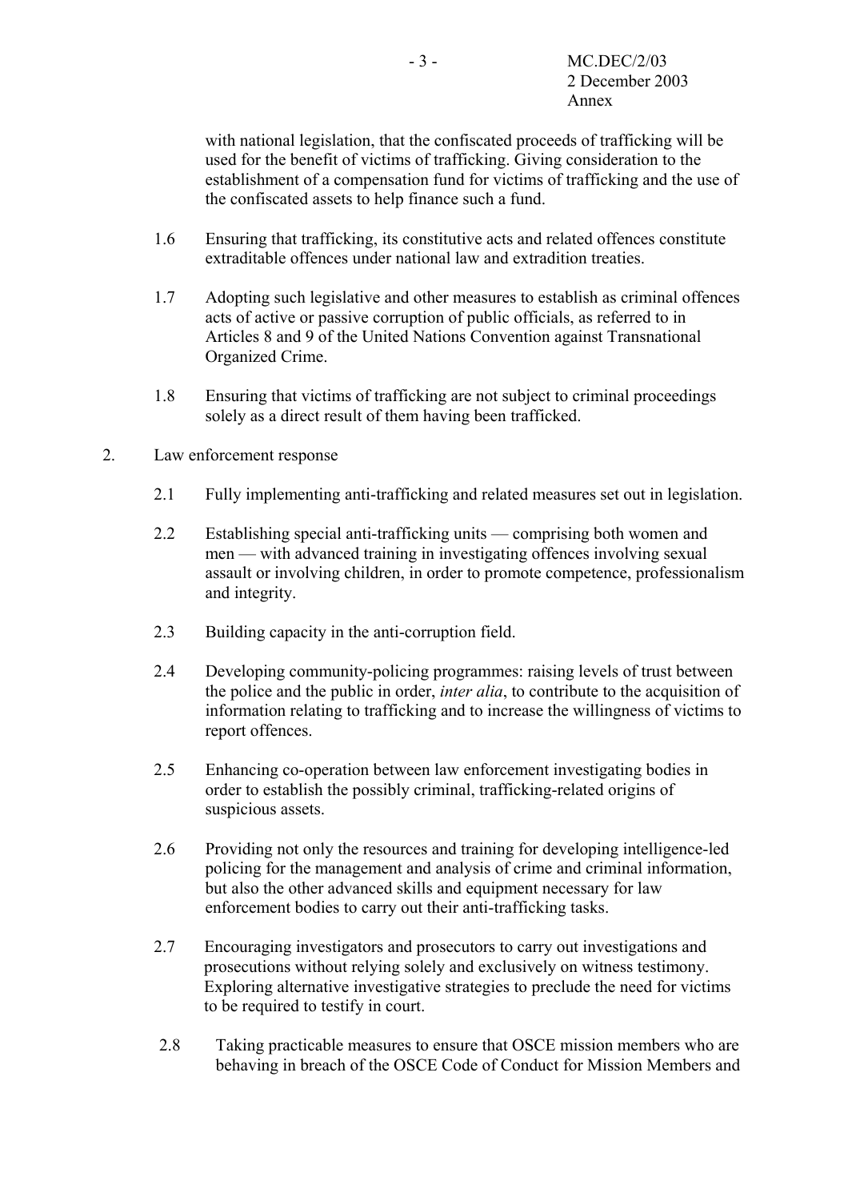with national legislation, that the confiscated proceeds of trafficking will be used for the benefit of victims of trafficking. Giving consideration to the establishment of a compensation fund for victims of trafficking and the use of the confiscated assets to help finance such a fund.

1.6 Ensuring that trafficking, its constitutive acts and related offences constitute extraditable offences under national law and extradition treaties.

1.7 Adopting such legislative and other measures to establish as criminal offences acts of active or passive corruption of public officials, as referred to in Articles 8 and 9 of the United Nations Convention against Transnational Organized Crime.

1.8 Ensuring that victims of trafficking are not subject to criminal proceedings solely as a direct result of them having been trafficked.

2. Law enforcement response

2.1 Fully implementing anti-trafficking and related measures set out in legislation.

2.2 Establishing special anti-trafficking units — comprising both women and men — with advanced training in investigating offences involving sexual assault or involving children, in order to promote competence, professionalism and integrity.

2.3 Building capacity in the anti-corruption field.

2.4 Developing community-policing programmes: raising levels of trust between the police and the public in order, *inter alia*, to contribute to the acquisition of information relating to trafficking and to increase the willingness of victims to report offences.

2.5 Enhancing co-operation between law enforcement investigating bodies in order to establish the possibly criminal, trafficking-related origins of suspicious assets.

2.6 Providing not only the resources and training for developing intelligence-led policing for the management and analysis of crime and criminal information, but also the other advanced skills and equipment necessary for law enforcement bodies to carry out their anti-trafficking tasks.

2.7 Encouraging investigators and prosecutors to carry out investigations and prosecutions without relying solely and exclusively on witness testimony. Exploring alternative investigative strategies to preclude the need for victims to be required to testify in court.

2.8 Taking practicable measures to ensure that OSCE mission members who are behaving in breach of the OSCE Code of Conduct for Mission Members and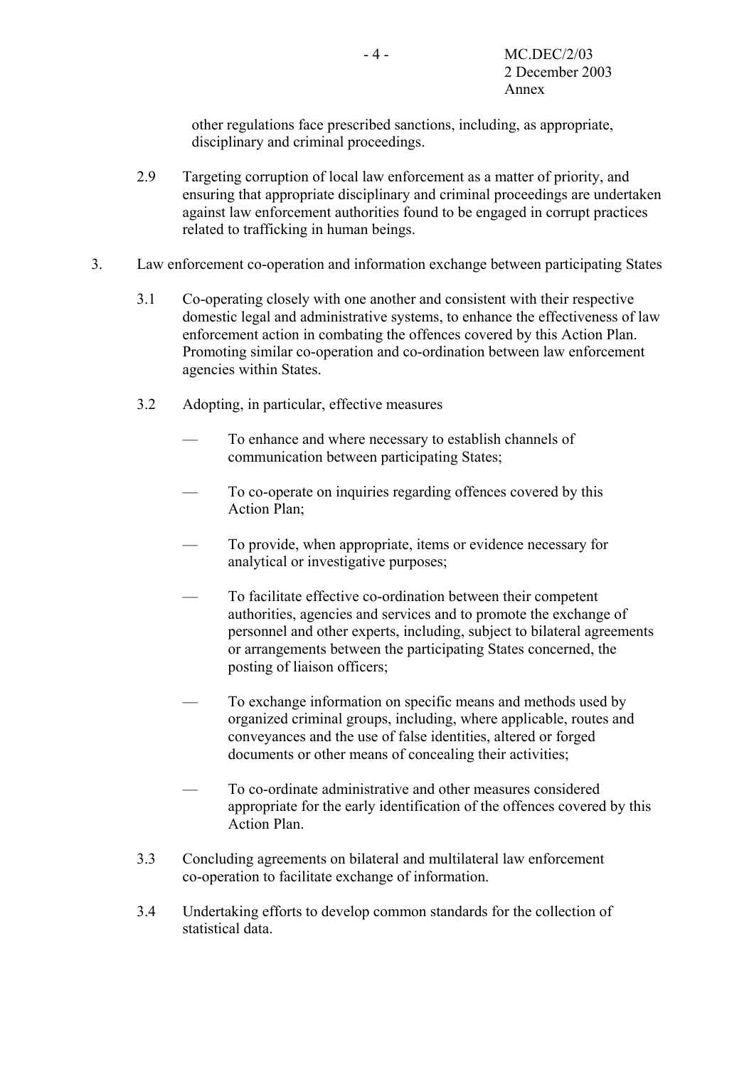other regulations face prescribed sanctions, including, as appropriate, disciplinary and criminal proceedings.

2.9 Targeting corruption of local law enforcement as a matter of priority, and ensuring that appropriate disciplinary and criminal proceedings are undertaken against law enforcement authorities found to be engaged in corrupt practices related to trafficking in human beings.

3. Law enforcement co-operation and information exchange between participating States

3.1 Co-operating closely with one another and consistent with their respective domestic legal and administrative systems, to enhance the effectiveness of law enforcement action in combating the offences covered by this Action Plan. Promoting similar co-operation and co-ordination between law enforcement agencies within States.

3.2 Adopting, in particular, effective measures

— To enhance and where necessary to establish channels of communication between participating States;

— To co-operate on inquiries regarding offences covered by this Action Plan;

— To provide, when appropriate, items or evidence necessary for analytical or investigative purposes;

— To facilitate effective co-ordination between their competent authorities, agencies and services and to promote the exchange of personnel and other experts, including, subject to bilateral agreements or arrangements between the participating States concerned, the posting of liaison officers;

— To exchange information on specific means and methods used by organized criminal groups, including, where applicable, routes and conveyances and the use of false identities, altered or forged documents or other means of concealing their activities;

— To co-ordinate administrative and other measures considered appropriate for the early identification of the offences covered by this Action Plan.

3.3 Concluding agreements on bilateral and multilateral law enforcement co-operation to facilitate exchange of information.

3.4 Undertaking efforts to develop common standards for the collection of statistical data.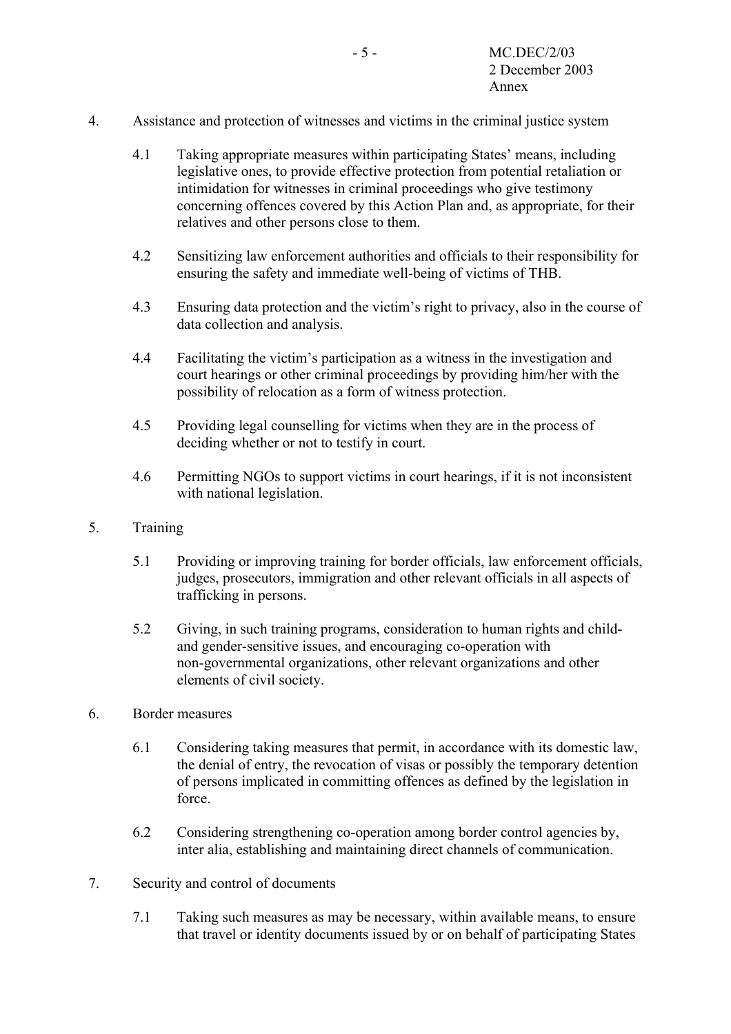4. Assistance and protection of witnesses and victims in the criminal justice system

   4.1 Taking appropriate measures within participating States' means, including legislative ones, to provide effective protection from potential retaliation or intimidation for witnesses in criminal proceedings who give testimony concerning offences covered by this Action Plan and, as appropriate, for their relatives and other persons close to them.

   4.2 Sensitizing law enforcement authorities and officials to their responsibility for ensuring the safety and immediate well-being of victims of THB.

   4.3 Ensuring data protection and the victim's right to privacy, also in the course of data collection and analysis.

   4.4 Facilitating the victim's participation as a witness in the investigation and court hearings or other criminal proceedings by providing him/her with the possibility of relocation as a form of witness protection.

   4.5 Providing legal counselling for victims when they are in the process of deciding whether or not to testify in court.

   4.6 Permitting NGOs to support victims in court hearings, if it is not inconsistent with national legislation.

5. Training

   5.1 Providing or improving training for border officials, law enforcement officials, judges, prosecutors, immigration and other relevant officials in all aspects of trafficking in persons.

   5.2 Giving, in such training programs, consideration to human rights and child- and gender-sensitive issues, and encouraging co-operation with non-governmental organizations, other relevant organizations and other elements of civil society.

6. Border measures

   6.1 Considering taking measures that permit, in accordance with its domestic law, the denial of entry, the revocation of visas or possibly the temporary detention of persons implicated in committing offences as defined by the legislation in force.

   6.2 Considering strengthening co-operation among border control agencies by, inter alia, establishing and maintaining direct channels of communication.

7. Security and control of documents

   7.1 Taking such measures as may be necessary, within available means, to ensure that travel or identity documents issued by or on behalf of participating States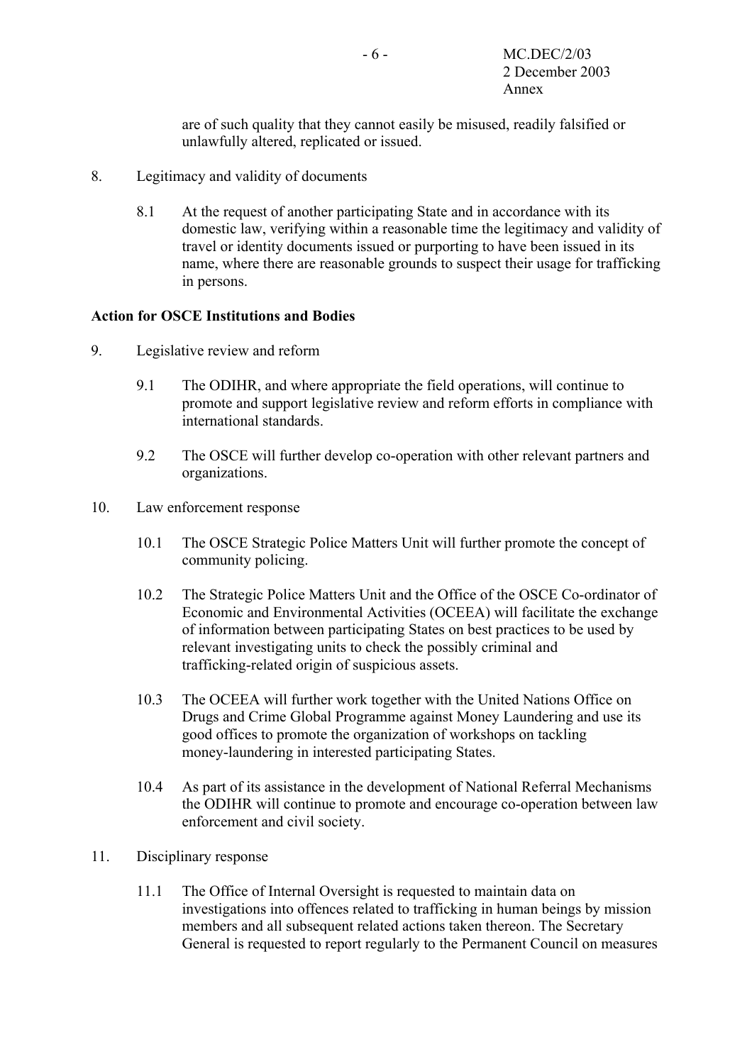are of such quality that they cannot easily be misused, readily falsified or unlawfully altered, replicated or issued.

8. Legitimacy and validity of documents

   8.1 At the request of another participating State and in accordance with its domestic law, verifying within a reasonable time the legitimacy and validity of travel or identity documents issued or purporting to have been issued in its name, where there are reasonable grounds to suspect their usage for trafficking in persons.

**Action for OSCE Institutions and Bodies**

9. Legislative review and reform

   9.1 The ODIHR, and where appropriate the field operations, will continue to promote and support legislative review and reform efforts in compliance with international standards.

   9.2 The OSCE will further develop co-operation with other relevant partners and organizations.

10. Law enforcement response

   10.1 The OSCE Strategic Police Matters Unit will further promote the concept of community policing.

   10.2 The Strategic Police Matters Unit and the Office of the OSCE Co-ordinator of Economic and Environmental Activities (OCEEA) will facilitate the exchange of information between participating States on best practices to be used by relevant investigating units to check the possibly criminal and trafficking-related origin of suspicious assets.

   10.3 The OCEEA will further work together with the United Nations Office on Drugs and Crime Global Programme against Money Laundering and use its good offices to promote the organization of workshops on tackling money-laundering in interested participating States.

   10.4 As part of its assistance in the development of National Referral Mechanisms the ODIHR will continue to promote and encourage co-operation between law enforcement and civil society.

11. Disciplinary response

   11.1 The Office of Internal Oversight is requested to maintain data on investigations into offences related to trafficking in human beings by mission members and all subsequent related actions taken thereon. The Secretary General is requested to report regularly to the Permanent Council on measures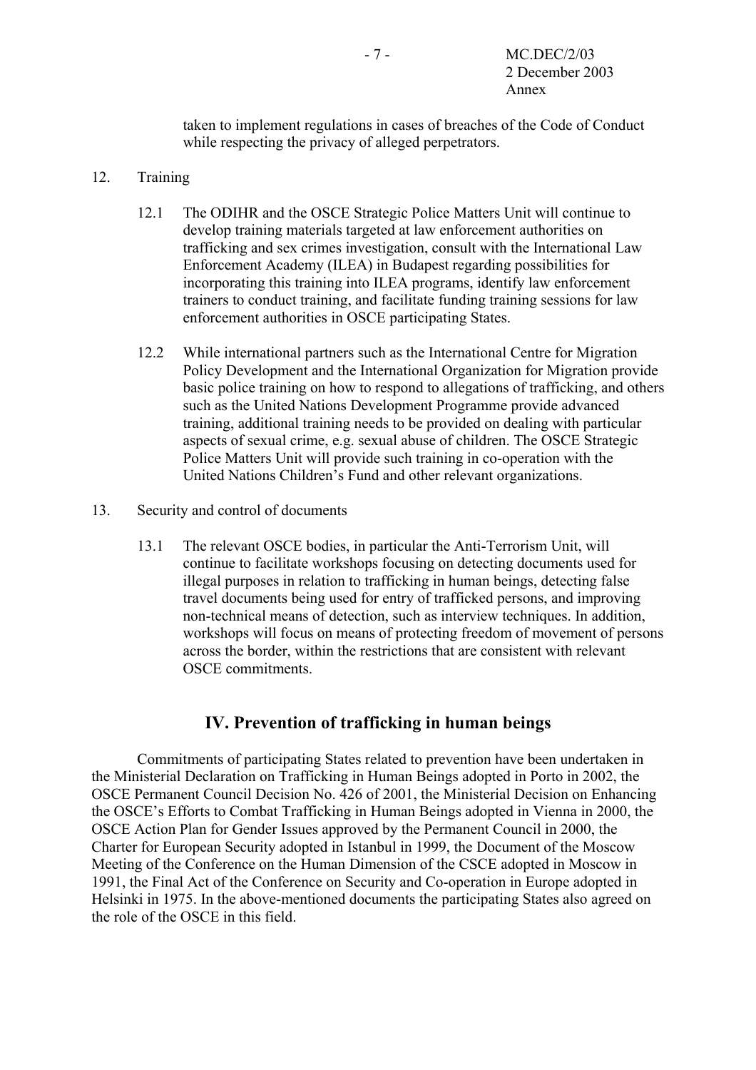taken to implement regulations in cases of breaches of the Code of Conduct while respecting the privacy of alleged perpetrators.

12. Training

12.1 The ODIHR and the OSCE Strategic Police Matters Unit will continue to develop training materials targeted at law enforcement authorities on trafficking and sex crimes investigation, consult with the International Law Enforcement Academy (ILEA) in Budapest regarding possibilities for incorporating this training into ILEA programs, identify law enforcement trainers to conduct training, and facilitate funding training sessions for law enforcement authorities in OSCE participating States.

12.2 While international partners such as the International Centre for Migration Policy Development and the International Organization for Migration provide basic police training on how to respond to allegations of trafficking, and others such as the United Nations Development Programme provide advanced training, additional training needs to be provided on dealing with particular aspects of sexual crime, e.g. sexual abuse of children. The OSCE Strategic Police Matters Unit will provide such training in co-operation with the United Nations Children's Fund and other relevant organizations.

13. Security and control of documents

13.1 The relevant OSCE bodies, in particular the Anti-Terrorism Unit, will continue to facilitate workshops focusing on detecting documents used for illegal purposes in relation to trafficking in human beings, detecting false travel documents being used for entry of trafficked persons, and improving non-technical means of detection, such as interview techniques. In addition, workshops will focus on means of protecting freedom of movement of persons across the border, within the restrictions that are consistent with relevant OSCE commitments.

## IV. Prevention of trafficking in human beings

Commitments of participating States related to prevention have been undertaken in the Ministerial Declaration on Trafficking in Human Beings adopted in Porto in 2002, the OSCE Permanent Council Decision No. 426 of 2001, the Ministerial Decision on Enhancing the OSCE's Efforts to Combat Trafficking in Human Beings adopted in Vienna in 2000, the OSCE Action Plan for Gender Issues approved by the Permanent Council in 2000, the Charter for European Security adopted in Istanbul in 1999, the Document of the Moscow Meeting of the Conference on the Human Dimension of the CSCE adopted in Moscow in 1991, the Final Act of the Conference on Security and Co-operation in Europe adopted in Helsinki in 1975. In the above-mentioned documents the participating States also agreed on the role of the OSCE in this field.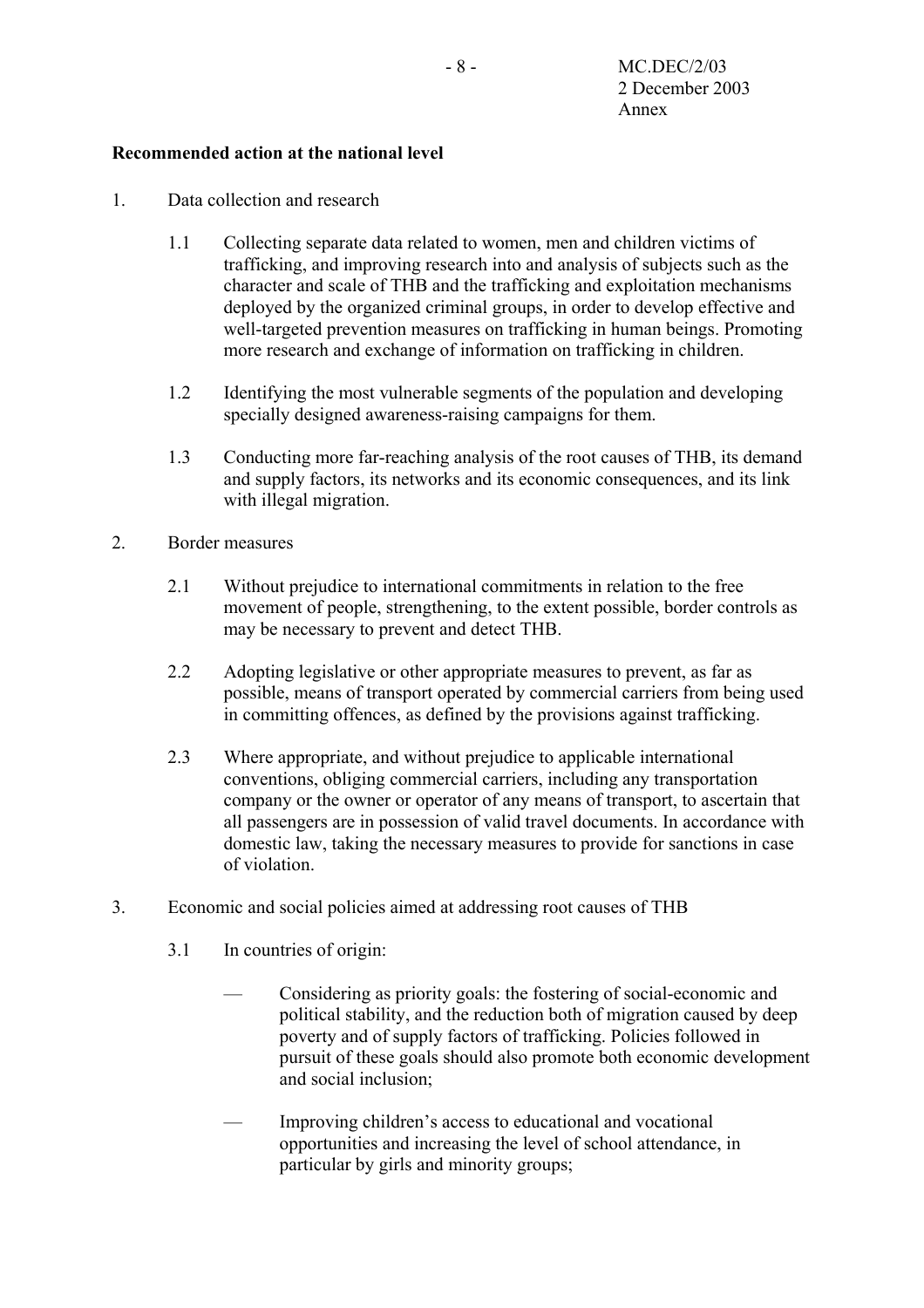**Recommended action at the national level**

1. Data collection and research

   1.1 Collecting separate data related to women, men and children victims of trafficking, and improving research into and analysis of subjects such as the character and scale of THB and the trafficking and exploitation mechanisms deployed by the organized criminal groups, in order to develop effective and well-targeted prevention measures on trafficking in human beings. Promoting more research and exchange of information on trafficking in children.

   1.2 Identifying the most vulnerable segments of the population and developing specially designed awareness-raising campaigns for them.

   1.3 Conducting more far-reaching analysis of the root causes of THB, its demand and supply factors, its networks and its economic consequences, and its link with illegal migration.

2. Border measures

   2.1 Without prejudice to international commitments in relation to the free movement of people, strengthening, to the extent possible, border controls as may be necessary to prevent and detect THB.

   2.2 Adopting legislative or other appropriate measures to prevent, as far as possible, means of transport operated by commercial carriers from being used in committing offences, as defined by the provisions against trafficking.

   2.3 Where appropriate, and without prejudice to applicable international conventions, obliging commercial carriers, including any transportation company or the owner or operator of any means of transport, to ascertain that all passengers are in possession of valid travel documents. In accordance with domestic law, taking the necessary measures to provide for sanctions in case of violation.

3. Economic and social policies aimed at addressing root causes of THB

   3.1 In countries of origin:

   - Considering as priority goals: the fostering of social-economic and political stability, and the reduction both of migration caused by deep poverty and of supply factors of trafficking. Policies followed in pursuit of these goals should also promote both economic development and social inclusion;

   - Improving children's access to educational and vocational opportunities and increasing the level of school attendance, in particular by girls and minority groups;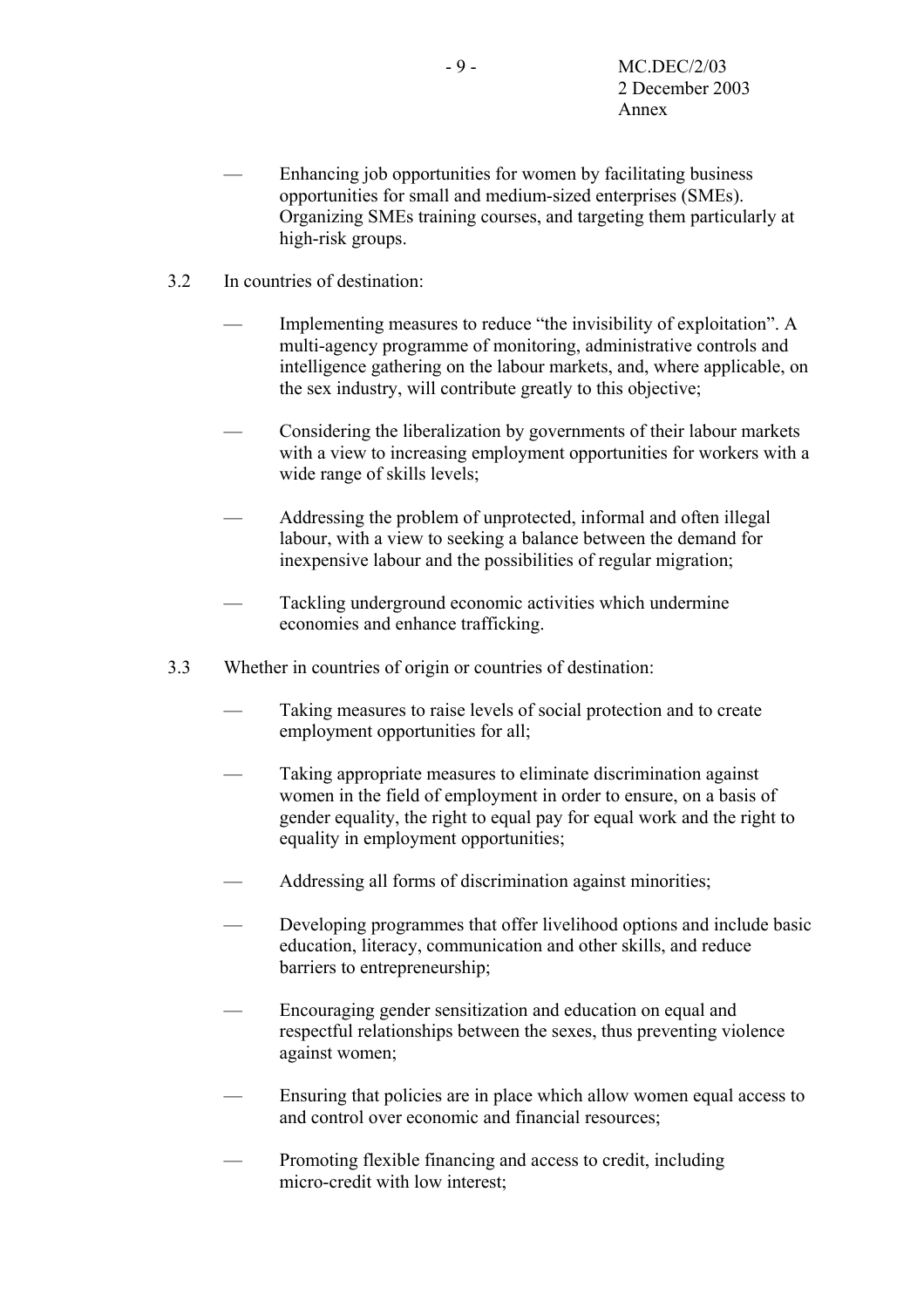- Enhancing job opportunities for women by facilitating business opportunities for small and medium-sized enterprises (SMEs). Organizing SMEs training courses, and targeting them particularly at high-risk groups.

3.2 In countries of destination:

- Implementing measures to reduce "the invisibility of exploitation". A multi-agency programme of monitoring, administrative controls and intelligence gathering on the labour markets, and, where applicable, on the sex industry, will contribute greatly to this objective;
- Considering the liberalization by governments of their labour markets with a view to increasing employment opportunities for workers with a wide range of skills levels;
- Addressing the problem of unprotected, informal and often illegal labour, with a view to seeking a balance between the demand for inexpensive labour and the possibilities of regular migration;
- Tackling underground economic activities which undermine economies and enhance trafficking.

3.3 Whether in countries of origin or countries of destination:

- Taking measures to raise levels of social protection and to create employment opportunities for all;
- Taking appropriate measures to eliminate discrimination against women in the field of employment in order to ensure, on a basis of gender equality, the right to equal pay for equal work and the right to equality in employment opportunities;
- Addressing all forms of discrimination against minorities;
- Developing programmes that offer livelihood options and include basic education, literacy, communication and other skills, and reduce barriers to entrepreneurship;
- Encouraging gender sensitization and education on equal and respectful relationships between the sexes, thus preventing violence against women;
- Ensuring that policies are in place which allow women equal access to and control over economic and financial resources;
- Promoting flexible financing and access to credit, including micro-credit with low interest;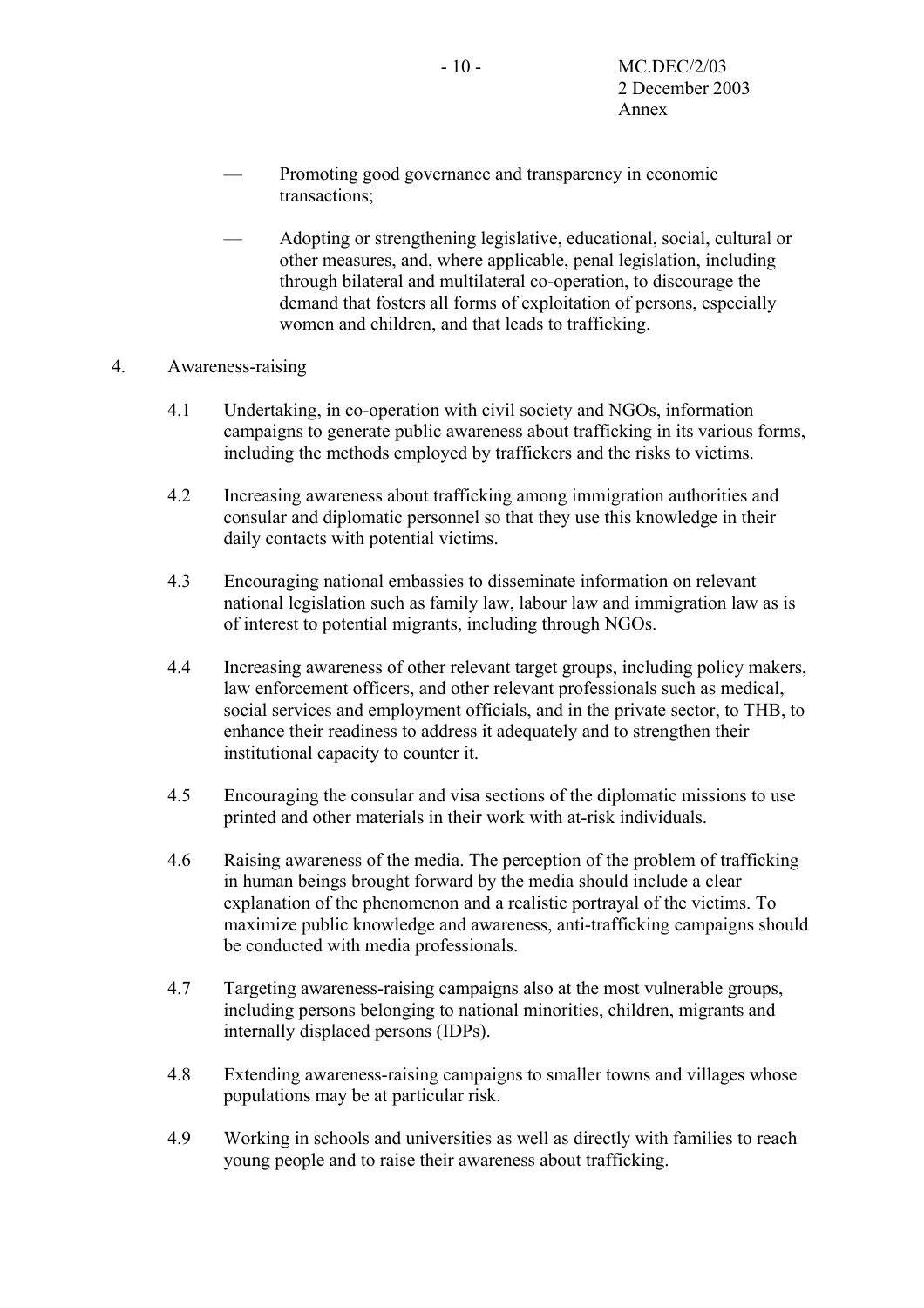— Promoting good governance and transparency in economic transactions;

— Adopting or strengthening legislative, educational, social, cultural or other measures, and, where applicable, penal legislation, including through bilateral and multilateral co-operation, to discourage the demand that fosters all forms of exploitation of persons, especially women and children, and that leads to trafficking.

4. Awareness-raising

4.1 Undertaking, in co-operation with civil society and NGOs, information campaigns to generate public awareness about trafficking in its various forms, including the methods employed by traffickers and the risks to victims.

4.2 Increasing awareness about trafficking among immigration authorities and consular and diplomatic personnel so that they use this knowledge in their daily contacts with potential victims.

4.3 Encouraging national embassies to disseminate information on relevant national legislation such as family law, labour law and immigration law as is of interest to potential migrants, including through NGOs.

4.4 Increasing awareness of other relevant target groups, including policy makers, law enforcement officers, and other relevant professionals such as medical, social services and employment officials, and in the private sector, to THB, to enhance their readiness to address it adequately and to strengthen their institutional capacity to counter it.

4.5 Encouraging the consular and visa sections of the diplomatic missions to use printed and other materials in their work with at-risk individuals.

4.6 Raising awareness of the media. The perception of the problem of trafficking in human beings brought forward by the media should include a clear explanation of the phenomenon and a realistic portrayal of the victims. To maximize public knowledge and awareness, anti-trafficking campaigns should be conducted with media professionals.

4.7 Targeting awareness-raising campaigns also at the most vulnerable groups, including persons belonging to national minorities, children, migrants and internally displaced persons (IDPs).

4.8 Extending awareness-raising campaigns to smaller towns and villages whose populations may be at particular risk.

4.9 Working in schools and universities as well as directly with families to reach young people and to raise their awareness about trafficking.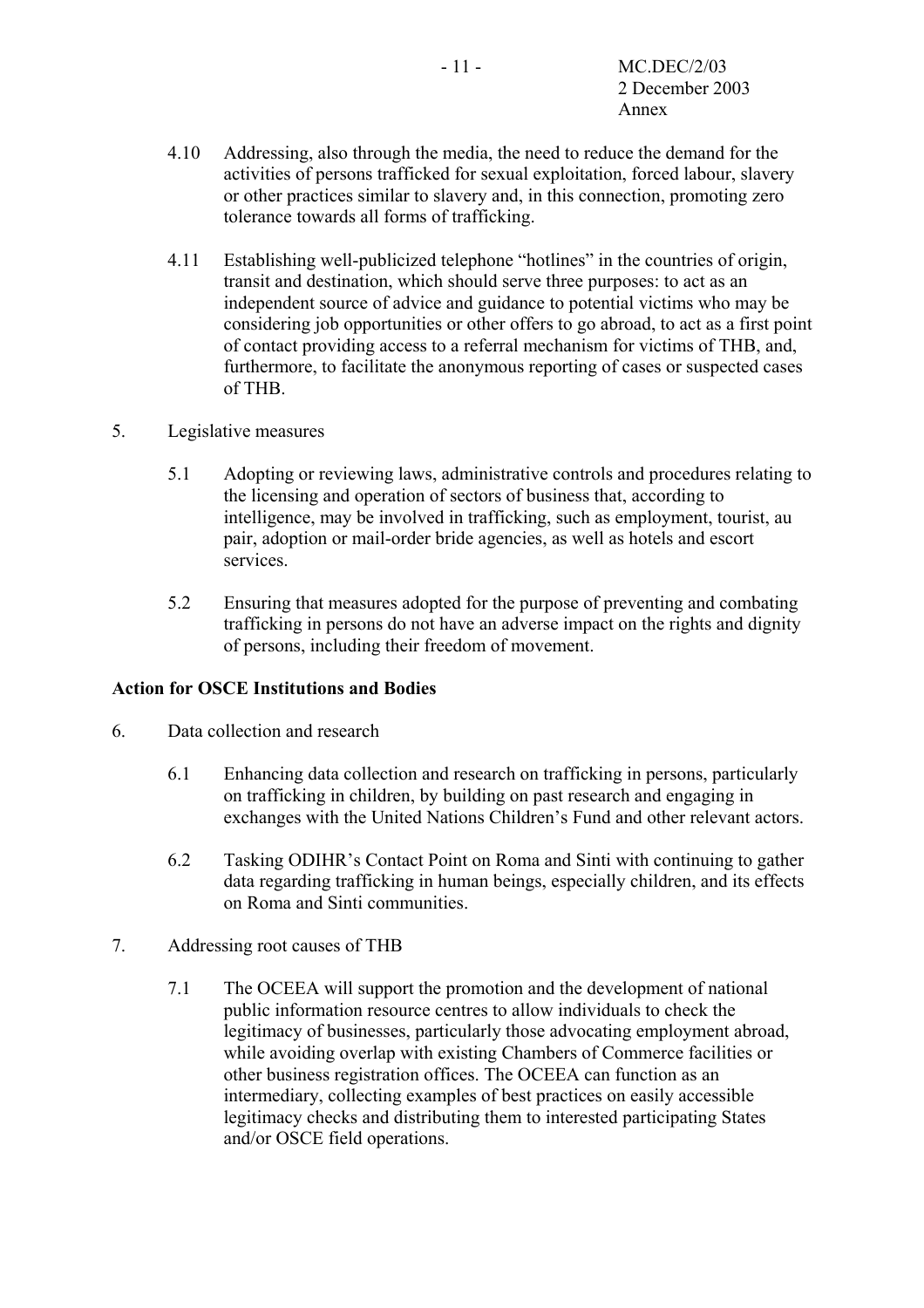4.10 Addressing, also through the media, the need to reduce the demand for the activities of persons trafficked for sexual exploitation, forced labour, slavery or other practices similar to slavery and, in this connection, promoting zero tolerance towards all forms of trafficking.

4.11 Establishing well-publicized telephone “hotlines” in the countries of origin, transit and destination, which should serve three purposes: to act as an independent source of advice and guidance to potential victims who may be considering job opportunities or other offers to go abroad, to act as a first point of contact providing access to a referral mechanism for victims of THB, and, furthermore, to facilitate the anonymous reporting of cases or suspected cases of THB.

5. Legislative measures

5.1 Adopting or reviewing laws, administrative controls and procedures relating to the licensing and operation of sectors of business that, according to intelligence, may be involved in trafficking, such as employment, tourist, au pair, adoption or mail-order bride agencies, as well as hotels and escort services.

5.2 Ensuring that measures adopted for the purpose of preventing and combating trafficking in persons do not have an adverse impact on the rights and dignity of persons, including their freedom of movement.

**Action for OSCE Institutions and Bodies**

6. Data collection and research

6.1 Enhancing data collection and research on trafficking in persons, particularly on trafficking in children, by building on past research and engaging in exchanges with the United Nations Children’s Fund and other relevant actors.

6.2 Tasking ODIHR’s Contact Point on Roma and Sinti with continuing to gather data regarding trafficking in human beings, especially children, and its effects on Roma and Sinti communities.

7. Addressing root causes of THB

7.1 The OCEEA will support the promotion and the development of national public information resource centres to allow individuals to check the legitimacy of businesses, particularly those advocating employment abroad, while avoiding overlap with existing Chambers of Commerce facilities or other business registration offices. The OCEEA can function as an intermediary, collecting examples of best practices on easily accessible legitimacy checks and distributing them to interested participating States and/or OSCE field operations.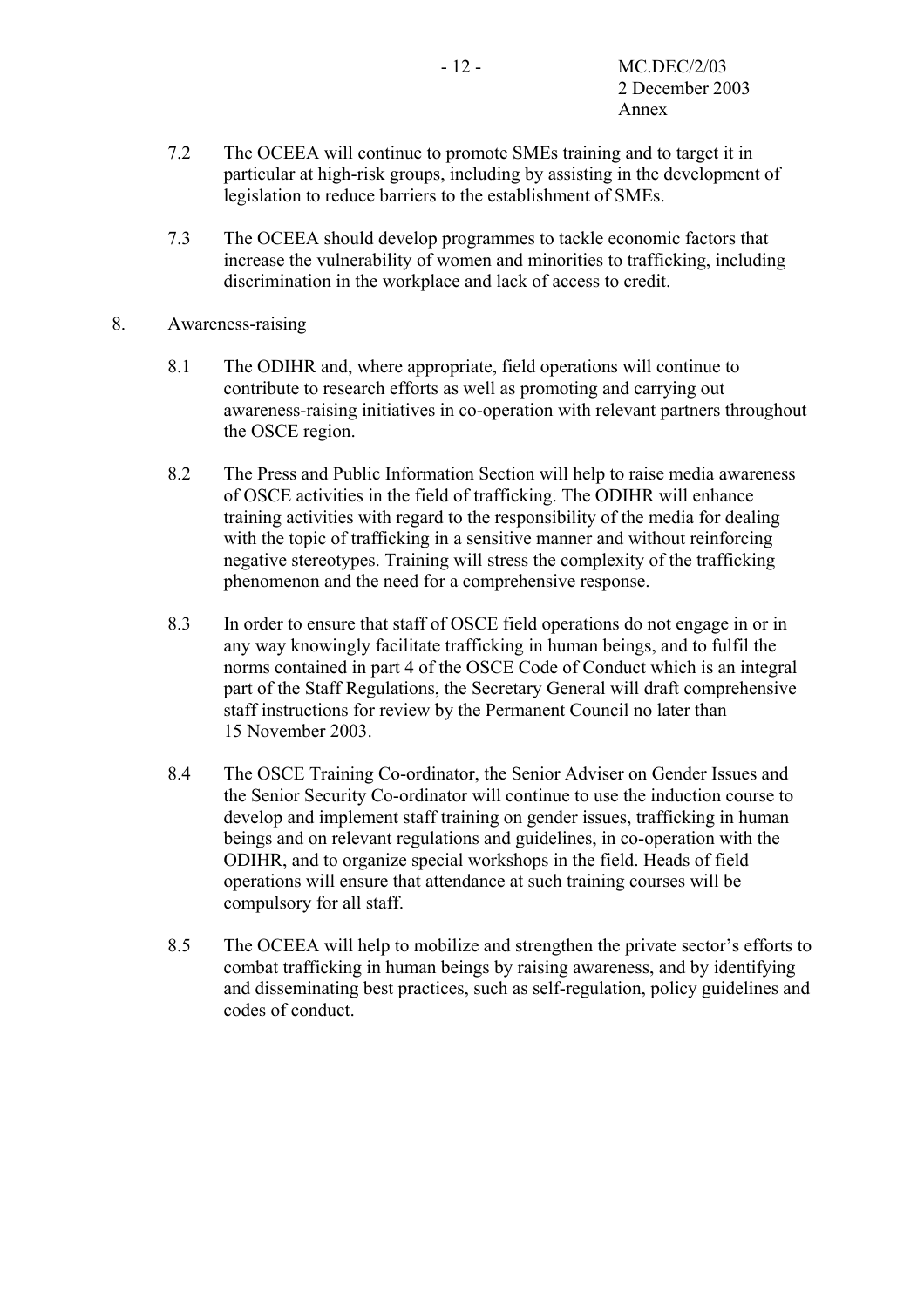7.2 The OCEEA will continue to promote SMEs training and to target it in particular at high-risk groups, including by assisting in the development of legislation to reduce barriers to the establishment of SMEs.

7.3 The OCEEA should develop programmes to tackle economic factors that increase the vulnerability of women and minorities to trafficking, including discrimination in the workplace and lack of access to credit.

8. Awareness-raising

8.1 The ODIHR and, where appropriate, field operations will continue to contribute to research efforts as well as promoting and carrying out awareness-raising initiatives in co-operation with relevant partners throughout the OSCE region.

8.2 The Press and Public Information Section will help to raise media awareness of OSCE activities in the field of trafficking. The ODIHR will enhance training activities with regard to the responsibility of the media for dealing with the topic of trafficking in a sensitive manner and without reinforcing negative stereotypes. Training will stress the complexity of the trafficking phenomenon and the need for a comprehensive response.

8.3 In order to ensure that staff of OSCE field operations do not engage in or in any way knowingly facilitate trafficking in human beings, and to fulfil the norms contained in part 4 of the OSCE Code of Conduct which is an integral part of the Staff Regulations, the Secretary General will draft comprehensive staff instructions for review by the Permanent Council no later than 15 November 2003.

8.4 The OSCE Training Co-ordinator, the Senior Adviser on Gender Issues and the Senior Security Co-ordinator will continue to use the induction course to develop and implement staff training on gender issues, trafficking in human beings and on relevant regulations and guidelines, in co-operation with the ODIHR, and to organize special workshops in the field. Heads of field operations will ensure that attendance at such training courses will be compulsory for all staff.

8.5 The OCEEA will help to mobilize and strengthen the private sector's efforts to combat trafficking in human beings by raising awareness, and by identifying and disseminating best practices, such as self-regulation, policy guidelines and codes of conduct.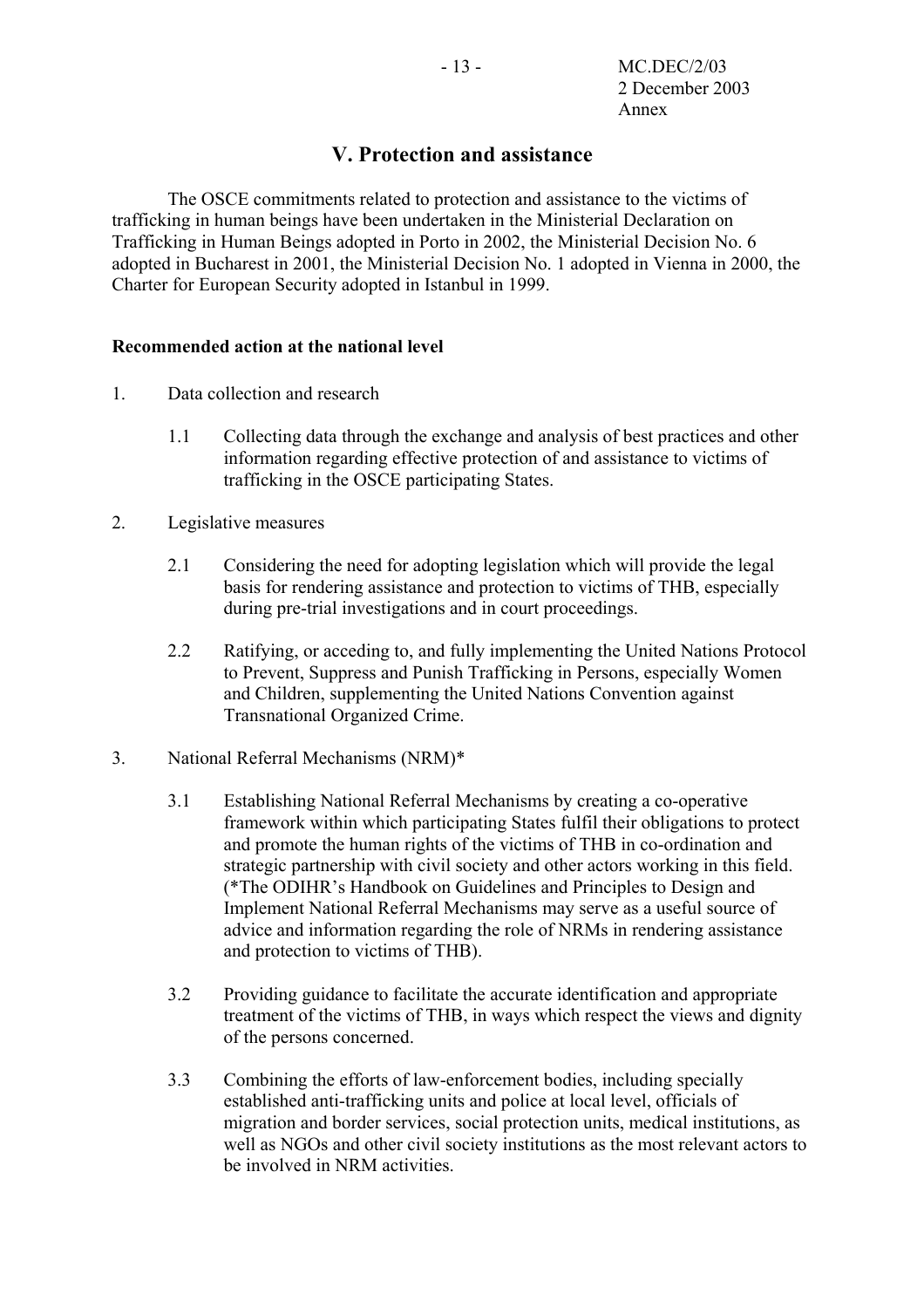## V. Protection and assistance

The OSCE commitments related to protection and assistance to the victims of trafficking in human beings have been undertaken in the Ministerial Declaration on Trafficking in Human Beings adopted in Porto in 2002, the Ministerial Decision No. 6 adopted in Bucharest in 2001, the Ministerial Decision No. 1 adopted in Vienna in 2000, the Charter for European Security adopted in Istanbul in 1999.

**Recommended action at the national level**

1. Data collection and research

   1.1 Collecting data through the exchange and analysis of best practices and other information regarding effective protection of and assistance to victims of trafficking in the OSCE participating States.

2. Legislative measures

   2.1 Considering the need for adopting legislation which will provide the legal basis for rendering assistance and protection to victims of THB, especially during pre-trial investigations and in court proceedings.

   2.2 Ratifying, or acceding to, and fully implementing the United Nations Protocol to Prevent, Suppress and Punish Trafficking in Persons, especially Women and Children, supplementing the United Nations Convention against Transnational Organized Crime.

3. National Referral Mechanisms (NRM)*

   3.1 Establishing National Referral Mechanisms by creating a co-operative framework within which participating States fulfil their obligations to protect and promote the human rights of the victims of THB in co-ordination and strategic partnership with civil society and other actors working in this field. (*The ODIHR's Handbook on Guidelines and Principles to Design and Implement National Referral Mechanisms may serve as a useful source of advice and information regarding the role of NRMs in rendering assistance and protection to victims of THB).

   3.2 Providing guidance to facilitate the accurate identification and appropriate treatment of the victims of THB, in ways which respect the views and dignity of the persons concerned.

   3.3 Combining the efforts of law-enforcement bodies, including specially established anti-trafficking units and police at local level, officials of migration and border services, social protection units, medical institutions, as well as NGOs and other civil society institutions as the most relevant actors to be involved in NRM activities.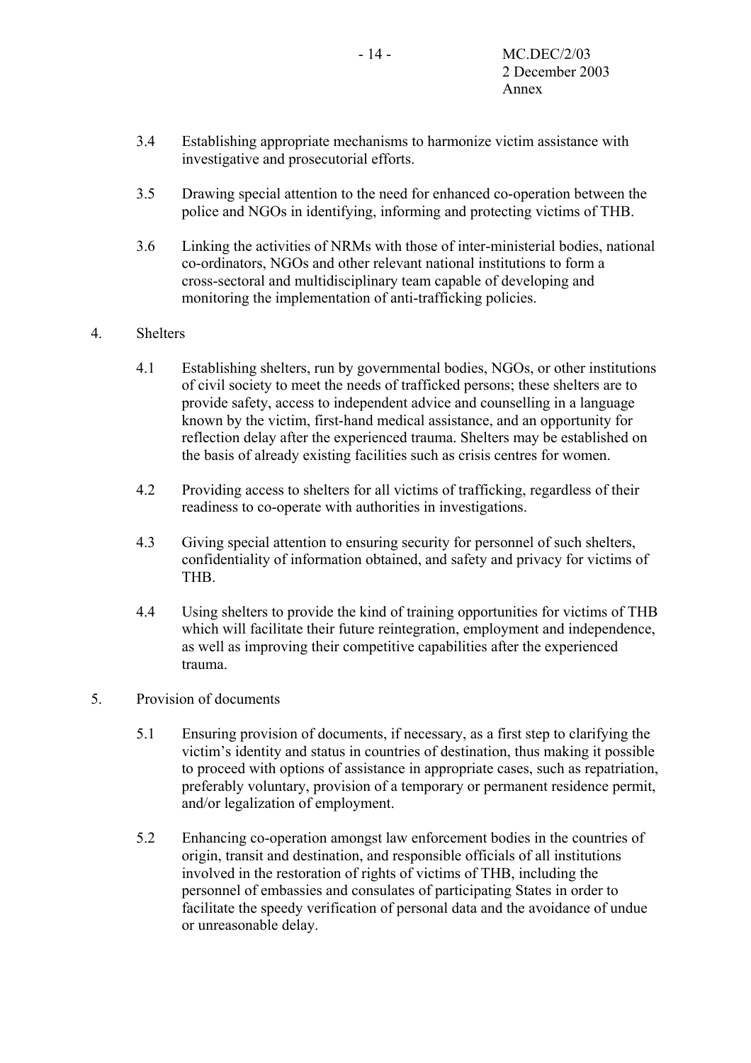3.4 Establishing appropriate mechanisms to harmonize victim assistance with investigative and prosecutorial efforts.

3.5 Drawing special attention to the need for enhanced co-operation between the police and NGOs in identifying, informing and protecting victims of THB.

3.6 Linking the activities of NRMs with those of inter-ministerial bodies, national co-ordinators, NGOs and other relevant national institutions to form a cross-sectoral and multidisciplinary team capable of developing and monitoring the implementation of anti-trafficking policies.

4. Shelters

4.1 Establishing shelters, run by governmental bodies, NGOs, or other institutions of civil society to meet the needs of trafficked persons; these shelters are to provide safety, access to independent advice and counselling in a language known by the victim, first-hand medical assistance, and an opportunity for reflection delay after the experienced trauma. Shelters may be established on the basis of already existing facilities such as crisis centres for women.

4.2 Providing access to shelters for all victims of trafficking, regardless of their readiness to co-operate with authorities in investigations.

4.3 Giving special attention to ensuring security for personnel of such shelters, confidentiality of information obtained, and safety and privacy for victims of THB.

4.4 Using shelters to provide the kind of training opportunities for victims of THB which will facilitate their future reintegration, employment and independence, as well as improving their competitive capabilities after the experienced trauma.

5. Provision of documents

5.1 Ensuring provision of documents, if necessary, as a first step to clarifying the victim's identity and status in countries of destination, thus making it possible to proceed with options of assistance in appropriate cases, such as repatriation, preferably voluntary, provision of a temporary or permanent residence permit, and/or legalization of employment.

5.2 Enhancing co-operation amongst law enforcement bodies in the countries of origin, transit and destination, and responsible officials of all institutions involved in the restoration of rights of victims of THB, including the personnel of embassies and consulates of participating States in order to facilitate the speedy verification of personal data and the avoidance of undue or unreasonable delay.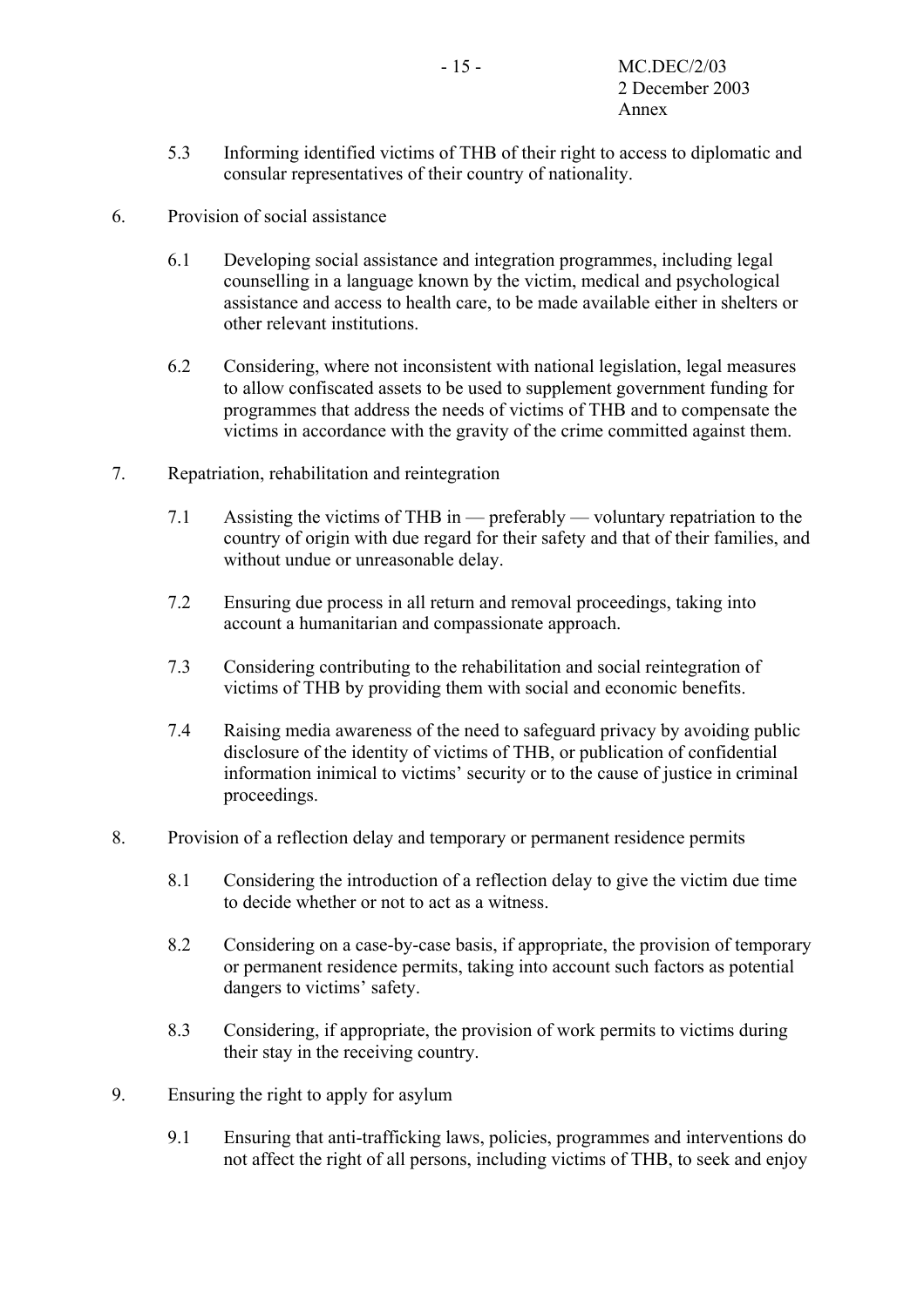5.3 Informing identified victims of THB of their right to access to diplomatic and consular representatives of their country of nationality.

6. Provision of social assistance

   6.1 Developing social assistance and integration programmes, including legal counselling in a language known by the victim, medical and psychological assistance and access to health care, to be made available either in shelters or other relevant institutions.

   6.2 Considering, where not inconsistent with national legislation, legal measures to allow confiscated assets to be used to supplement government funding for programmes that address the needs of victims of THB and to compensate the victims in accordance with the gravity of the crime committed against them.

7. Repatriation, rehabilitation and reintegration

   7.1 Assisting the victims of THB in — preferably — voluntary repatriation to the country of origin with due regard for their safety and that of their families, and without undue or unreasonable delay.

   7.2 Ensuring due process in all return and removal proceedings, taking into account a humanitarian and compassionate approach.

   7.3 Considering contributing to the rehabilitation and social reintegration of victims of THB by providing them with social and economic benefits.

   7.4 Raising media awareness of the need to safeguard privacy by avoiding public disclosure of the identity of victims of THB, or publication of confidential information inimical to victims' security or to the cause of justice in criminal proceedings.

8. Provision of a reflection delay and temporary or permanent residence permits

   8.1 Considering the introduction of a reflection delay to give the victim due time to decide whether or not to act as a witness.

   8.2 Considering on a case-by-case basis, if appropriate, the provision of temporary or permanent residence permits, taking into account such factors as potential dangers to victims' safety.

   8.3 Considering, if appropriate, the provision of work permits to victims during their stay in the receiving country.

9. Ensuring the right to apply for asylum

   9.1 Ensuring that anti-trafficking laws, policies, programmes and interventions do not affect the right of all persons, including victims of THB, to seek and enjoy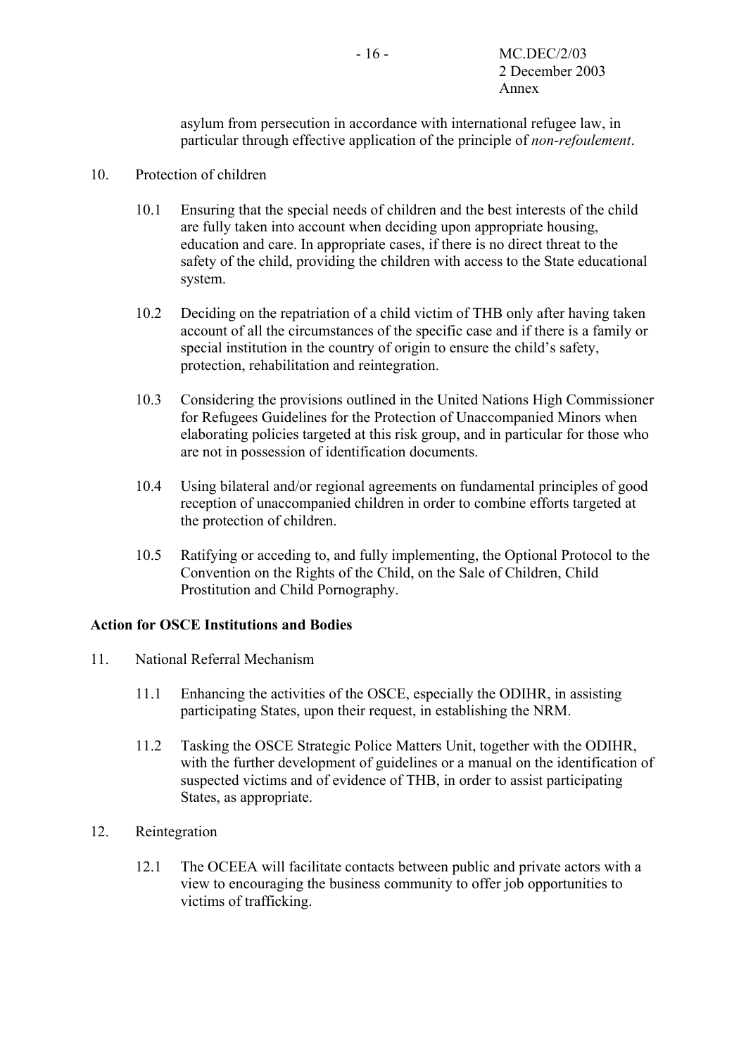asylum from persecution in accordance with international refugee law, in particular through effective application of the principle of *non-refoulement*.

10. Protection of children

 10.1 Ensuring that the special needs of children and the best interests of the child are fully taken into account when deciding upon appropriate housing, education and care. In appropriate cases, if there is no direct threat to the safety of the child, providing the children with access to the State educational system.

 10.2 Deciding on the repatriation of a child victim of THB only after having taken account of all the circumstances of the specific case and if there is a family or special institution in the country of origin to ensure the child's safety, protection, rehabilitation and reintegration.

 10.3 Considering the provisions outlined in the United Nations High Commissioner for Refugees Guidelines for the Protection of Unaccompanied Minors when elaborating policies targeted at this risk group, and in particular for those who are not in possession of identification documents.

 10.4 Using bilateral and/or regional agreements on fundamental principles of good reception of unaccompanied children in order to combine efforts targeted at the protection of children.

 10.5 Ratifying or acceding to, and fully implementing, the Optional Protocol to the Convention on the Rights of the Child, on the Sale of Children, Child Prostitution and Child Pornography.

**Action for OSCE Institutions and Bodies**

11. National Referral Mechanism

 11.1 Enhancing the activities of the OSCE, especially the ODIHR, in assisting participating States, upon their request, in establishing the NRM.

 11.2 Tasking the OSCE Strategic Police Matters Unit, together with the ODIHR, with the further development of guidelines or a manual on the identification of suspected victims and of evidence of THB, in order to assist participating States, as appropriate.

12. Reintegration

 12.1 The OCEEA will facilitate contacts between public and private actors with a view to encouraging the business community to offer job opportunities to victims of trafficking.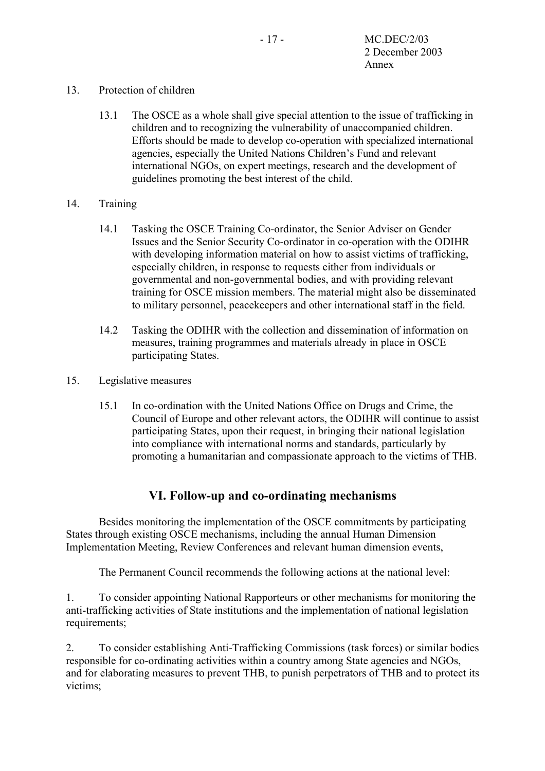13. Protection of children

    13.1 The OSCE as a whole shall give special attention to the issue of trafficking in children and to recognizing the vulnerability of unaccompanied children. Efforts should be made to develop co-operation with specialized international agencies, especially the United Nations Children's Fund and relevant international NGOs, on expert meetings, research and the development of guidelines promoting the best interest of the child.

14. Training

    14.1 Tasking the OSCE Training Co-ordinator, the Senior Adviser on Gender Issues and the Senior Security Co-ordinator in co-operation with the ODIHR with developing information material on how to assist victims of trafficking, especially children, in response to requests either from individuals or governmental and non-governmental bodies, and with providing relevant training for OSCE mission members. The material might also be disseminated to military personnel, peacekeepers and other international staff in the field.

    14.2 Tasking the ODIHR with the collection and dissemination of information on measures, training programmes and materials already in place in OSCE participating States.

15. Legislative measures

    15.1 In co-ordination with the United Nations Office on Drugs and Crime, the Council of Europe and other relevant actors, the ODIHR will continue to assist participating States, upon their request, in bringing their national legislation into compliance with international norms and standards, particularly by promoting a humanitarian and compassionate approach to the victims of THB.

## VI. Follow-up and co-ordinating mechanisms

Besides monitoring the implementation of the OSCE commitments by participating States through existing OSCE mechanisms, including the annual Human Dimension Implementation Meeting, Review Conferences and relevant human dimension events,

The Permanent Council recommends the following actions at the national level:

1. To consider appointing National Rapporteurs or other mechanisms for monitoring the anti-trafficking activities of State institutions and the implementation of national legislation requirements;

2. To consider establishing Anti-Trafficking Commissions (task forces) or similar bodies responsible for co-ordinating activities within a country among State agencies and NGOs, and for elaborating measures to prevent THB, to punish perpetrators of THB and to protect its victims;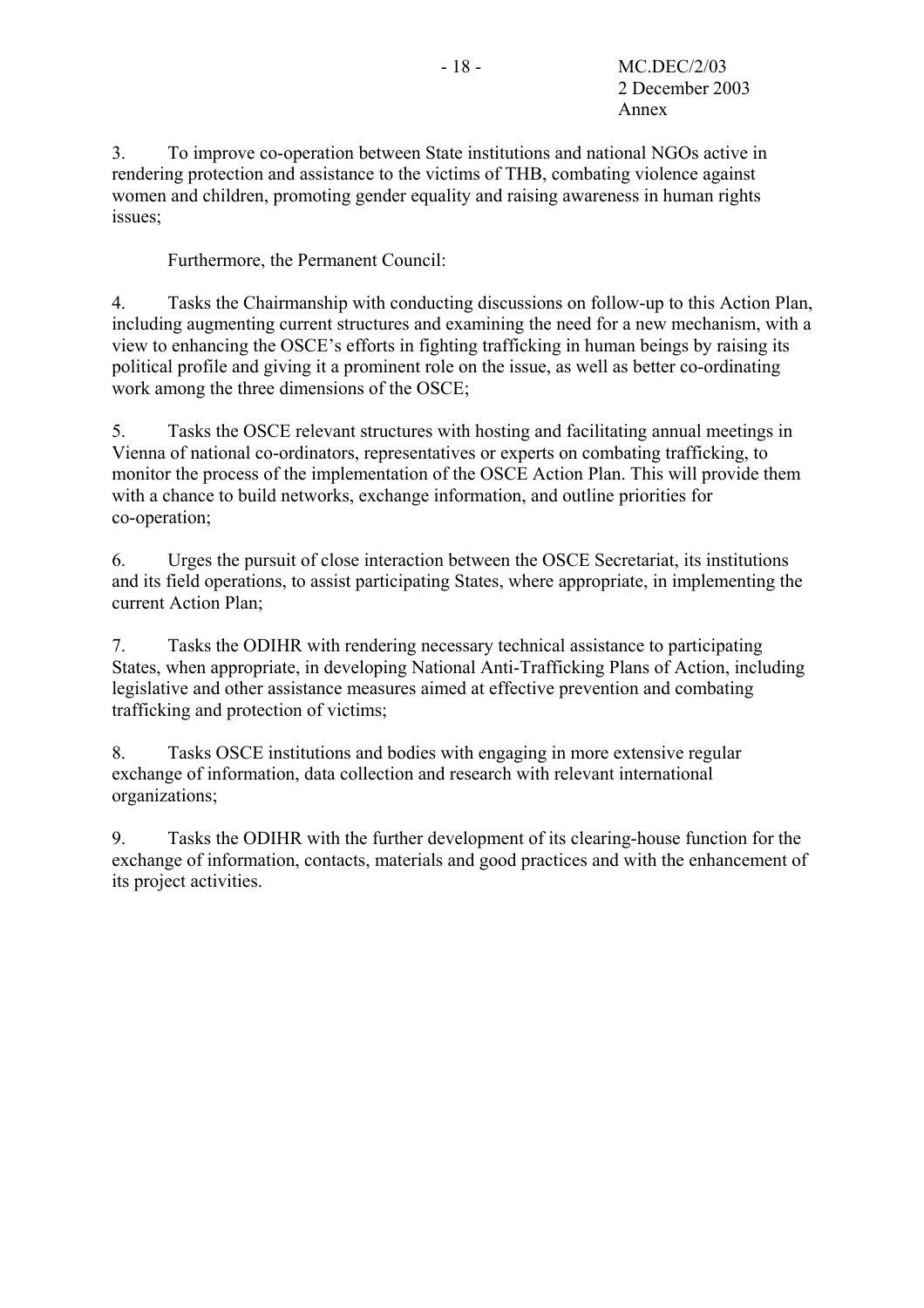3. To improve co-operation between State institutions and national NGOs active in rendering protection and assistance to the victims of THB, combating violence against women and children, promoting gender equality and raising awareness in human rights issues;

Furthermore, the Permanent Council:

4. Tasks the Chairmanship with conducting discussions on follow-up to this Action Plan, including augmenting current structures and examining the need for a new mechanism, with a view to enhancing the OSCE's efforts in fighting trafficking in human beings by raising its political profile and giving it a prominent role on the issue, as well as better co-ordinating work among the three dimensions of the OSCE;

5. Tasks the OSCE relevant structures with hosting and facilitating annual meetings in Vienna of national co-ordinators, representatives or experts on combating trafficking, to monitor the process of the implementation of the OSCE Action Plan. This will provide them with a chance to build networks, exchange information, and outline priorities for co-operation;

6. Urges the pursuit of close interaction between the OSCE Secretariat, its institutions and its field operations, to assist participating States, where appropriate, in implementing the current Action Plan;

7. Tasks the ODIHR with rendering necessary technical assistance to participating States, when appropriate, in developing National Anti-Trafficking Plans of Action, including legislative and other assistance measures aimed at effective prevention and combating trafficking and protection of victims;

8. Tasks OSCE institutions and bodies with engaging in more extensive regular exchange of information, data collection and research with relevant international organizations;

9. Tasks the ODIHR with the further development of its clearing-house function for the exchange of information, contacts, materials and good practices and with the enhancement of its project activities.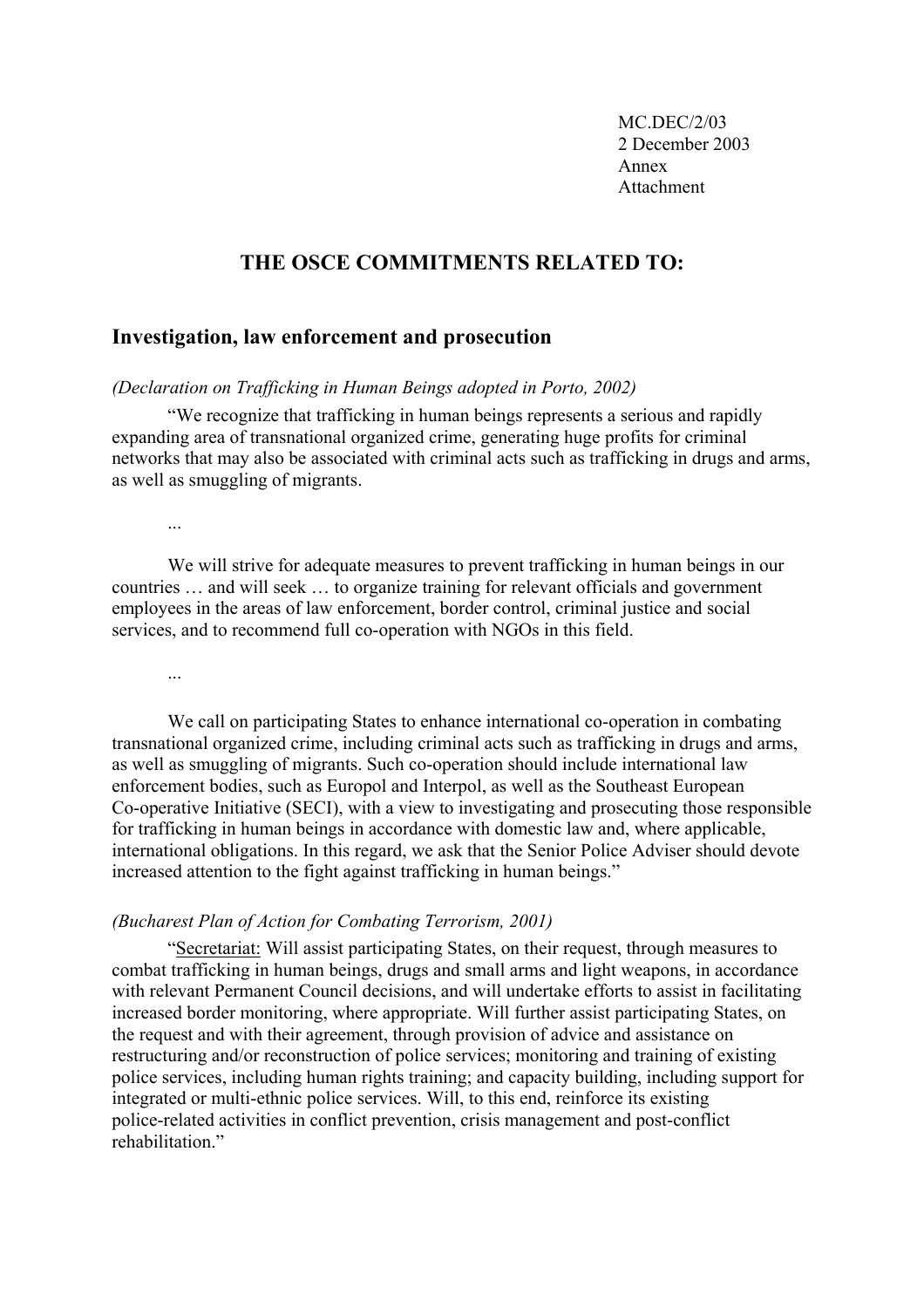MC.DEC/2/03
2 December 2003
Annex
Attachment

## THE OSCE COMMITMENTS RELATED TO:

### Investigation, law enforcement and prosecution

*(Declaration on Trafficking in Human Beings adopted in Porto, 2002)*

"We recognize that trafficking in human beings represents a serious and rapidly expanding area of transnational organized crime, generating huge profits for criminal networks that may also be associated with criminal acts such as trafficking in drugs and arms, as well as smuggling of migrants.

...

We will strive for adequate measures to prevent trafficking in human beings in our countries … and will seek … to organize training for relevant officials and government employees in the areas of law enforcement, border control, criminal justice and social services, and to recommend full co-operation with NGOs in this field.

...

We call on participating States to enhance international co-operation in combating transnational organized crime, including criminal acts such as trafficking in drugs and arms, as well as smuggling of migrants. Such co-operation should include international law enforcement bodies, such as Europol and Interpol, as well as the Southeast European Co-operative Initiative (SECI), with a view to investigating and prosecuting those responsible for trafficking in human beings in accordance with domestic law and, where applicable, international obligations. In this regard, we ask that the Senior Police Adviser should devote increased attention to the fight against trafficking in human beings."

*(Bucharest Plan of Action for Combating Terrorism, 2001)*

"Secretariat: Will assist participating States, on their request, through measures to combat trafficking in human beings, drugs and small arms and light weapons, in accordance with relevant Permanent Council decisions, and will undertake efforts to assist in facilitating increased border monitoring, where appropriate. Will further assist participating States, on the request and with their agreement, through provision of advice and assistance on restructuring and/or reconstruction of police services; monitoring and training of existing police services, including human rights training; and capacity building, including support for integrated or multi-ethnic police services. Will, to this end, reinforce its existing police-related activities in conflict prevention, crisis management and post-conflict rehabilitation."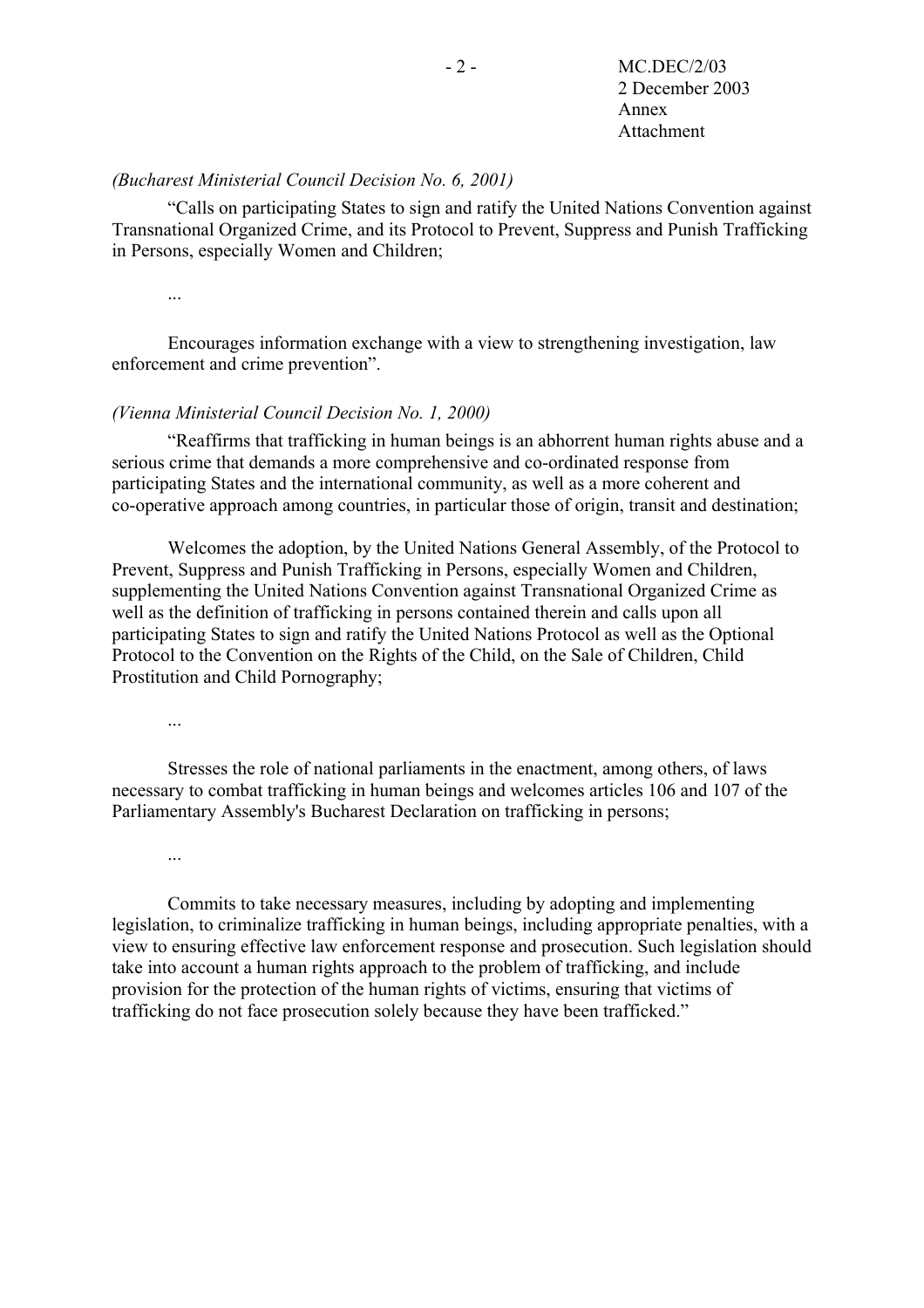*(Bucharest Ministerial Council Decision No. 6, 2001)*

"Calls on participating States to sign and ratify the United Nations Convention against Transnational Organized Crime, and its Protocol to Prevent, Suppress and Punish Trafficking in Persons, especially Women and Children;

...

Encourages information exchange with a view to strengthening investigation, law enforcement and crime prevention".

*(Vienna Ministerial Council Decision No. 1, 2000)*

"Reaffirms that trafficking in human beings is an abhorrent human rights abuse and a serious crime that demands a more comprehensive and co-ordinated response from participating States and the international community, as well as a more coherent and co-operative approach among countries, in particular those of origin, transit and destination;

Welcomes the adoption, by the United Nations General Assembly, of the Protocol to Prevent, Suppress and Punish Trafficking in Persons, especially Women and Children, supplementing the United Nations Convention against Transnational Organized Crime as well as the definition of trafficking in persons contained therein and calls upon all participating States to sign and ratify the United Nations Protocol as well as the Optional Protocol to the Convention on the Rights of the Child, on the Sale of Children, Child Prostitution and Child Pornography;

...

Stresses the role of national parliaments in the enactment, among others, of laws necessary to combat trafficking in human beings and welcomes articles 106 and 107 of the Parliamentary Assembly's Bucharest Declaration on trafficking in persons;

...

Commits to take necessary measures, including by adopting and implementing legislation, to criminalize trafficking in human beings, including appropriate penalties, with a view to ensuring effective law enforcement response and prosecution. Such legislation should take into account a human rights approach to the problem of trafficking, and include provision for the protection of the human rights of victims, ensuring that victims of trafficking do not face prosecution solely because they have been trafficked."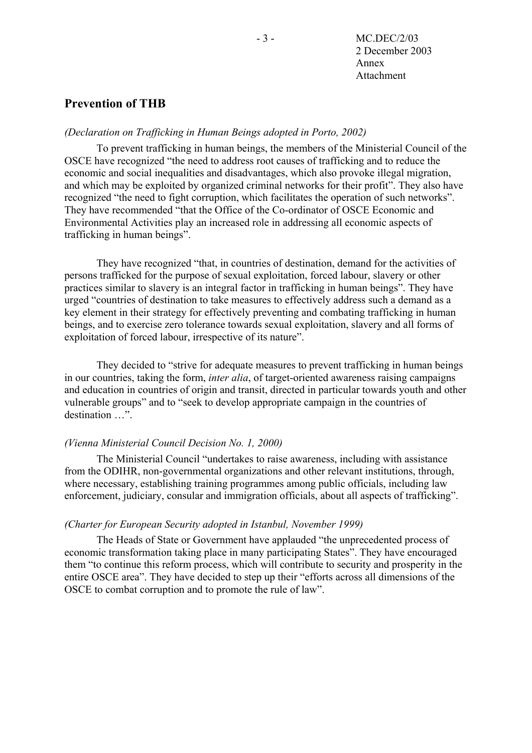## Prevention of THB

*(Declaration on Trafficking in Human Beings adopted in Porto, 2002)*

To prevent trafficking in human beings, the members of the Ministerial Council of the OSCE have recognized "the need to address root causes of trafficking and to reduce the economic and social inequalities and disadvantages, which also provoke illegal migration, and which may be exploited by organized criminal networks for their profit". They also have recognized "the need to fight corruption, which facilitates the operation of such networks". They have recommended "that the Office of the Co-ordinator of OSCE Economic and Environmental Activities play an increased role in addressing all economic aspects of trafficking in human beings".

They have recognized "that, in countries of destination, demand for the activities of persons trafficked for the purpose of sexual exploitation, forced labour, slavery or other practices similar to slavery is an integral factor in trafficking in human beings". They have urged "countries of destination to take measures to effectively address such a demand as a key element in their strategy for effectively preventing and combating trafficking in human beings, and to exercise zero tolerance towards sexual exploitation, slavery and all forms of exploitation of forced labour, irrespective of its nature".

They decided to "strive for adequate measures to prevent trafficking in human beings in our countries, taking the form, *inter alia*, of target-oriented awareness raising campaigns and education in countries of origin and transit, directed in particular towards youth and other vulnerable groups" and to "seek to develop appropriate campaign in the countries of destination …".

*(Vienna Ministerial Council Decision No. 1, 2000)*

The Ministerial Council "undertakes to raise awareness, including with assistance from the ODIHR, non-governmental organizations and other relevant institutions, through, where necessary, establishing training programmes among public officials, including law enforcement, judiciary, consular and immigration officials, about all aspects of trafficking".

*(Charter for European Security adopted in Istanbul, November 1999)*

The Heads of State or Government have applauded "the unprecedented process of economic transformation taking place in many participating States". They have encouraged them "to continue this reform process, which will contribute to security and prosperity in the entire OSCE area". They have decided to step up their "efforts across all dimensions of the OSCE to combat corruption and to promote the rule of law".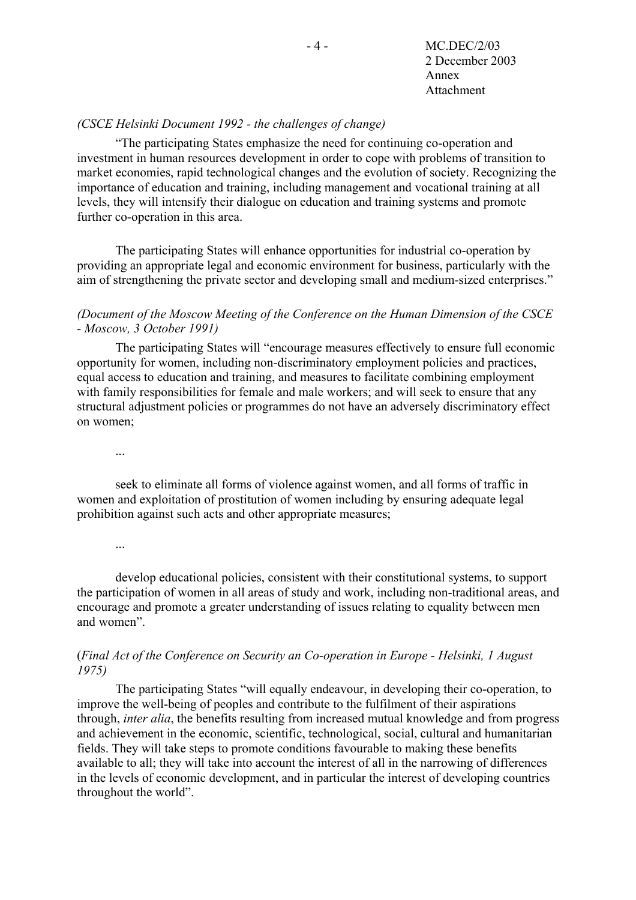*(CSCE Helsinki Document 1992 - the challenges of change)*

"The participating States emphasize the need for continuing co-operation and investment in human resources development in order to cope with problems of transition to market economies, rapid technological changes and the evolution of society. Recognizing the importance of education and training, including management and vocational training at all levels, they will intensify their dialogue on education and training systems and promote further co-operation in this area.

The participating States will enhance opportunities for industrial co-operation by providing an appropriate legal and economic environment for business, particularly with the aim of strengthening the private sector and developing small and medium-sized enterprises."

*(Document of the Moscow Meeting of the Conference on the Human Dimension of the CSCE - Moscow, 3 October 1991)*

The participating States will "encourage measures effectively to ensure full economic opportunity for women, including non-discriminatory employment policies and practices, equal access to education and training, and measures to facilitate combining employment with family responsibilities for female and male workers; and will seek to ensure that any structural adjustment policies or programmes do not have an adversely discriminatory effect on women;

...

seek to eliminate all forms of violence against women, and all forms of traffic in women and exploitation of prostitution of women including by ensuring adequate legal prohibition against such acts and other appropriate measures;

...

develop educational policies, consistent with their constitutional systems, to support the participation of women in all areas of study and work, including non-traditional areas, and encourage and promote a greater understanding of issues relating to equality between men and women".

(*Final Act of the Conference on Security an Co-operation in Europe - Helsinki, 1 August 1975)*

The participating States "will equally endeavour, in developing their co-operation, to improve the well-being of peoples and contribute to the fulfilment of their aspirations through, *inter alia*, the benefits resulting from increased mutual knowledge and from progress and achievement in the economic, scientific, technological, social, cultural and humanitarian fields. They will take steps to promote conditions favourable to making these benefits available to all; they will take into account the interest of all in the narrowing of differences in the levels of economic development, and in particular the interest of developing countries throughout the world".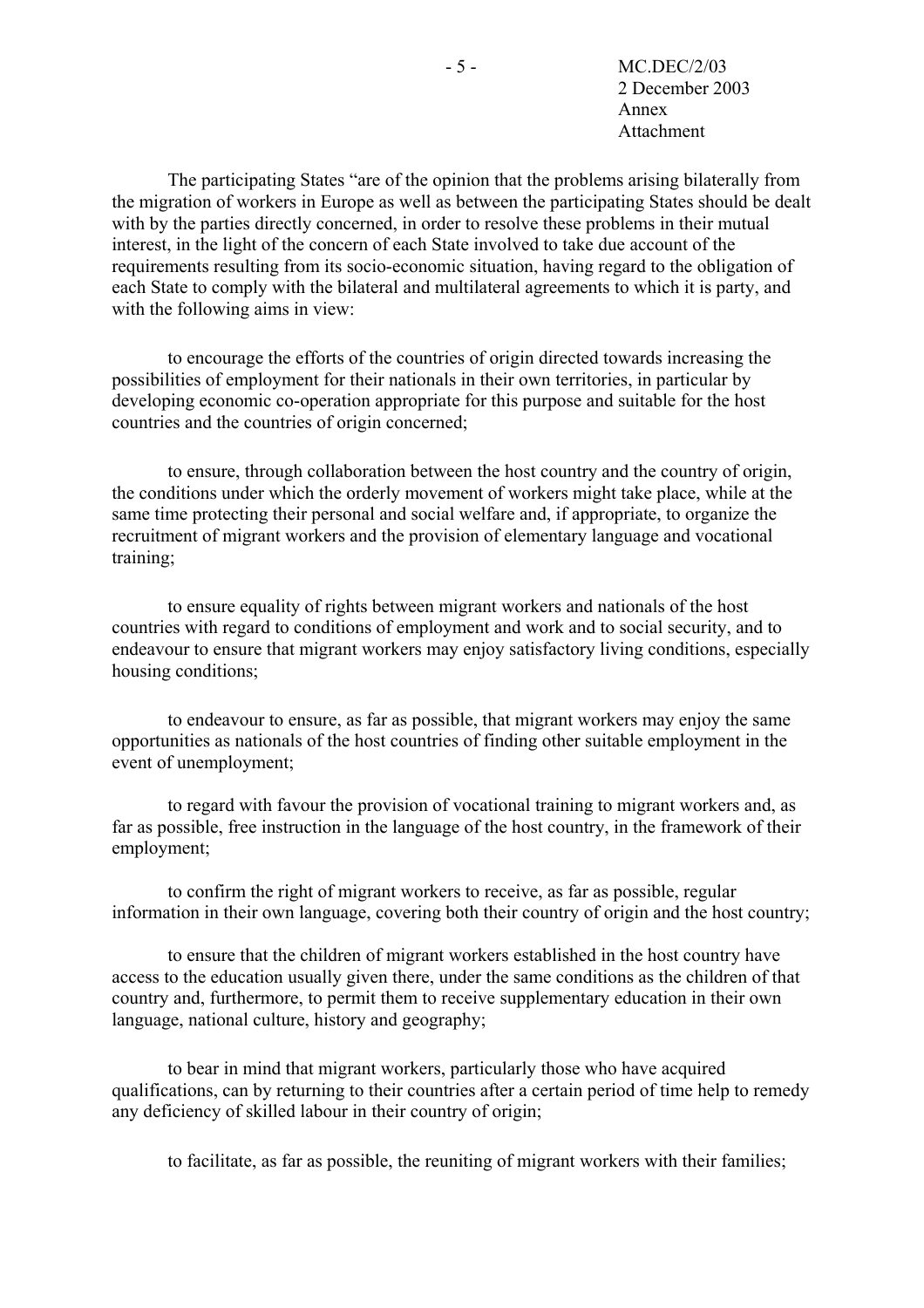The participating States "are of the opinion that the problems arising bilaterally from the migration of workers in Europe as well as between the participating States should be dealt with by the parties directly concerned, in order to resolve these problems in their mutual interest, in the light of the concern of each State involved to take due account of the requirements resulting from its socio-economic situation, having regard to the obligation of each State to comply with the bilateral and multilateral agreements to which it is party, and with the following aims in view:

to encourage the efforts of the countries of origin directed towards increasing the possibilities of employment for their nationals in their own territories, in particular by developing economic co-operation appropriate for this purpose and suitable for the host countries and the countries of origin concerned;

to ensure, through collaboration between the host country and the country of origin, the conditions under which the orderly movement of workers might take place, while at the same time protecting their personal and social welfare and, if appropriate, to organize the recruitment of migrant workers and the provision of elementary language and vocational training;

to ensure equality of rights between migrant workers and nationals of the host countries with regard to conditions of employment and work and to social security, and to endeavour to ensure that migrant workers may enjoy satisfactory living conditions, especially housing conditions;

to endeavour to ensure, as far as possible, that migrant workers may enjoy the same opportunities as nationals of the host countries of finding other suitable employment in the event of unemployment;

to regard with favour the provision of vocational training to migrant workers and, as far as possible, free instruction in the language of the host country, in the framework of their employment;

to confirm the right of migrant workers to receive, as far as possible, regular information in their own language, covering both their country of origin and the host country;

to ensure that the children of migrant workers established in the host country have access to the education usually given there, under the same conditions as the children of that country and, furthermore, to permit them to receive supplementary education in their own language, national culture, history and geography;

to bear in mind that migrant workers, particularly those who have acquired qualifications, can by returning to their countries after a certain period of time help to remedy any deficiency of skilled labour in their country of origin;

to facilitate, as far as possible, the reuniting of migrant workers with their families;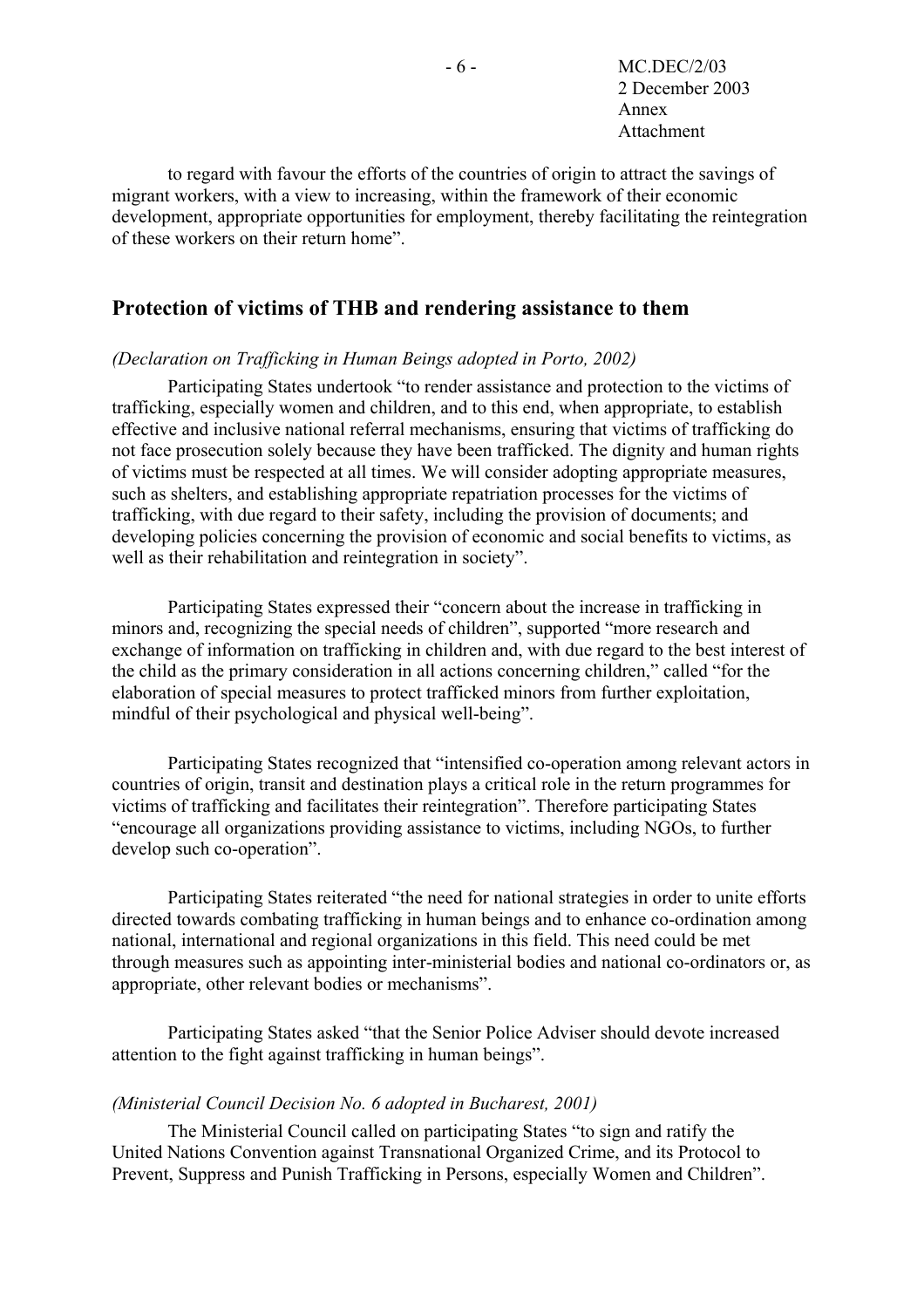to regard with favour the efforts of the countries of origin to attract the savings of migrant workers, with a view to increasing, within the framework of their economic development, appropriate opportunities for employment, thereby facilitating the reintegration of these workers on their return home".

## Protection of victims of THB and rendering assistance to them

*(Declaration on Trafficking in Human Beings adopted in Porto, 2002)*

Participating States undertook "to render assistance and protection to the victims of trafficking, especially women and children, and to this end, when appropriate, to establish effective and inclusive national referral mechanisms, ensuring that victims of trafficking do not face prosecution solely because they have been trafficked. The dignity and human rights of victims must be respected at all times. We will consider adopting appropriate measures, such as shelters, and establishing appropriate repatriation processes for the victims of trafficking, with due regard to their safety, including the provision of documents; and developing policies concerning the provision of economic and social benefits to victims, as well as their rehabilitation and reintegration in society".

Participating States expressed their "concern about the increase in trafficking in minors and, recognizing the special needs of children", supported "more research and exchange of information on trafficking in children and, with due regard to the best interest of the child as the primary consideration in all actions concerning children," called "for the elaboration of special measures to protect trafficked minors from further exploitation, mindful of their psychological and physical well-being".

Participating States recognized that "intensified co-operation among relevant actors in countries of origin, transit and destination plays a critical role in the return programmes for victims of trafficking and facilitates their reintegration". Therefore participating States "encourage all organizations providing assistance to victims, including NGOs, to further develop such co-operation".

Participating States reiterated "the need for national strategies in order to unite efforts directed towards combating trafficking in human beings and to enhance co-ordination among national, international and regional organizations in this field. This need could be met through measures such as appointing inter-ministerial bodies and national co-ordinators or, as appropriate, other relevant bodies or mechanisms".

Participating States asked "that the Senior Police Adviser should devote increased attention to the fight against trafficking in human beings".

*(Ministerial Council Decision No. 6 adopted in Bucharest, 2001)*

The Ministerial Council called on participating States "to sign and ratify the United Nations Convention against Transnational Organized Crime, and its Protocol to Prevent, Suppress and Punish Trafficking in Persons, especially Women and Children".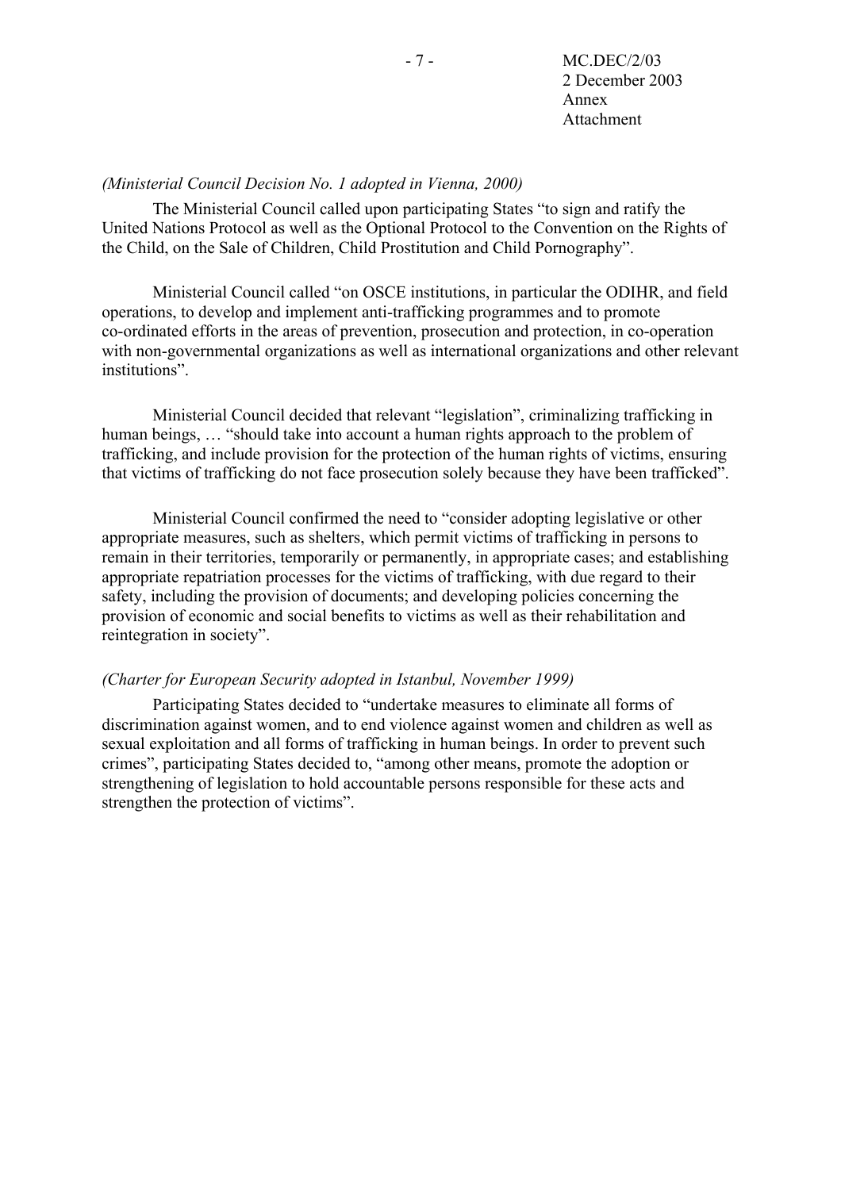*(Ministerial Council Decision No. 1 adopted in Vienna, 2000)*

The Ministerial Council called upon participating States "to sign and ratify the United Nations Protocol as well as the Optional Protocol to the Convention on the Rights of the Child, on the Sale of Children, Child Prostitution and Child Pornography".

Ministerial Council called "on OSCE institutions, in particular the ODIHR, and field operations, to develop and implement anti-trafficking programmes and to promote co-ordinated efforts in the areas of prevention, prosecution and protection, in co-operation with non-governmental organizations as well as international organizations and other relevant institutions".

Ministerial Council decided that relevant "legislation", criminalizing trafficking in human beings, … "should take into account a human rights approach to the problem of trafficking, and include provision for the protection of the human rights of victims, ensuring that victims of trafficking do not face prosecution solely because they have been trafficked".

Ministerial Council confirmed the need to "consider adopting legislative or other appropriate measures, such as shelters, which permit victims of trafficking in persons to remain in their territories, temporarily or permanently, in appropriate cases; and establishing appropriate repatriation processes for the victims of trafficking, with due regard to their safety, including the provision of documents; and developing policies concerning the provision of economic and social benefits to victims as well as their rehabilitation and reintegration in society".

*(Charter for European Security adopted in Istanbul, November 1999)*

Participating States decided to "undertake measures to eliminate all forms of discrimination against women, and to end violence against women and children as well as sexual exploitation and all forms of trafficking in human beings. In order to prevent such crimes", participating States decided to, "among other means, promote the adoption or strengthening of legislation to hold accountable persons responsible for these acts and strengthen the protection of victims".